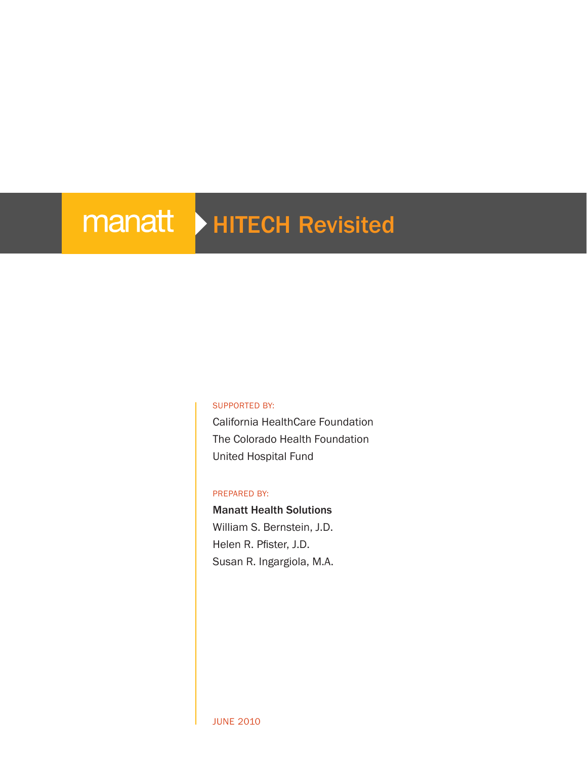manatt

# HITECH Revisited

SUPPORTED BY:

California HealthCare Foundation
The Colorado Health Foundation
United Hospital Fund

PREPARED BY:

**Manatt Health Solutions**
William S. Bernstein, J.D.
Helen R. Pfister, J.D.
Susan R. Ingargiola, M.A.

JUNE 2010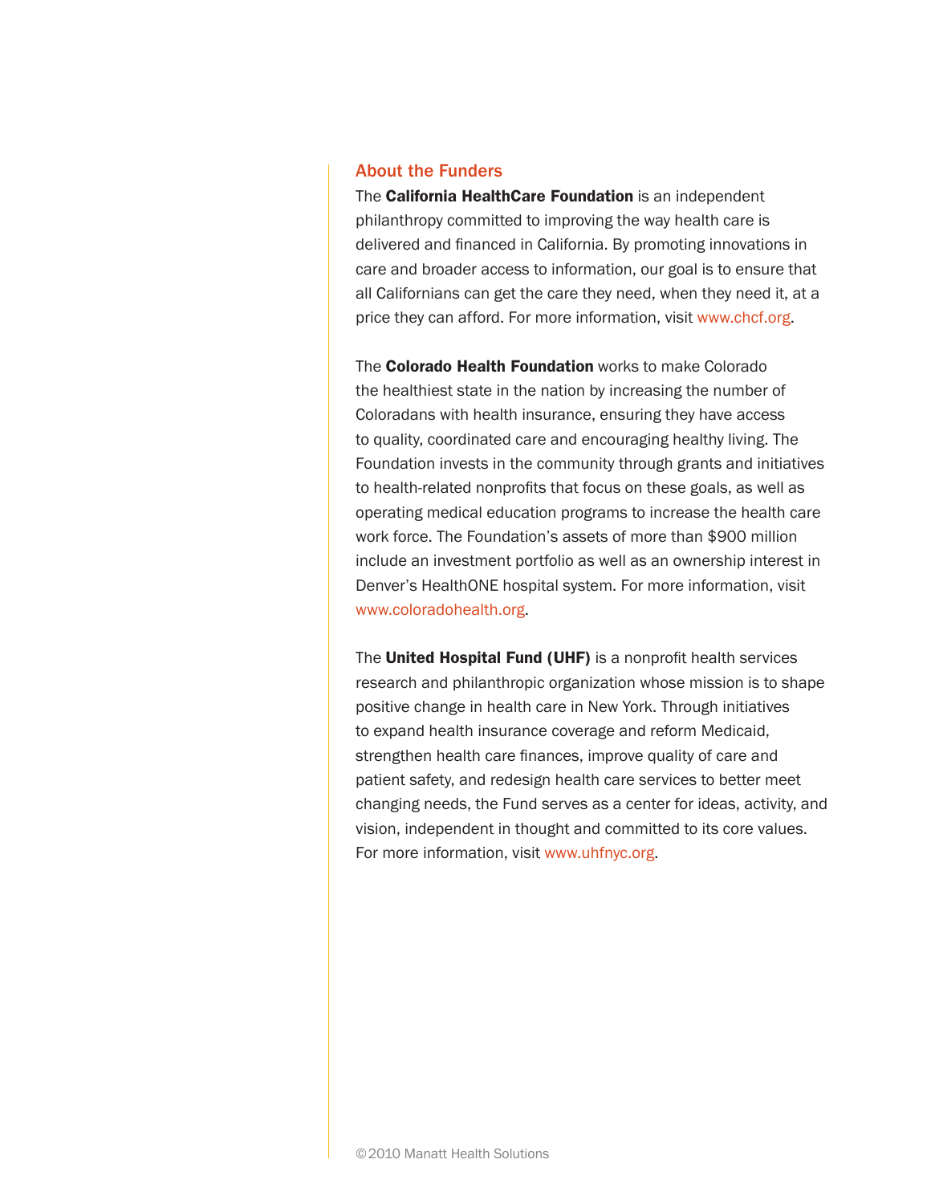## About the Funders

The **California HealthCare Foundation** is an independent philanthropy committed to improving the way health care is delivered and financed in California. By promoting innovations in care and broader access to information, our goal is to ensure that all Californians can get the care they need, when they need it, at a price they can afford. For more information, visit www.chcf.org.

The **Colorado Health Foundation** works to make Colorado the healthiest state in the nation by increasing the number of Coloradans with health insurance, ensuring they have access to quality, coordinated care and encouraging healthy living. The Foundation invests in the community through grants and initiatives to health-related nonprofits that focus on these goals, as well as operating medical education programs to increase the health care work force. The Foundation's assets of more than $900 million include an investment portfolio as well as an ownership interest in Denver's HealthONE hospital system. For more information, visit www.coloradohealth.org.

The **United Hospital Fund (UHF)** is a nonprofit health services research and philanthropic organization whose mission is to shape positive change in health care in New York. Through initiatives to expand health insurance coverage and reform Medicaid, strengthen health care finances, improve quality of care and patient safety, and redesign health care services to better meet changing needs, the Fund serves as a center for ideas, activity, and vision, independent in thought and committed to its core values. For more information, visit www.uhfnyc.org.

©2010 Manatt Health Solutions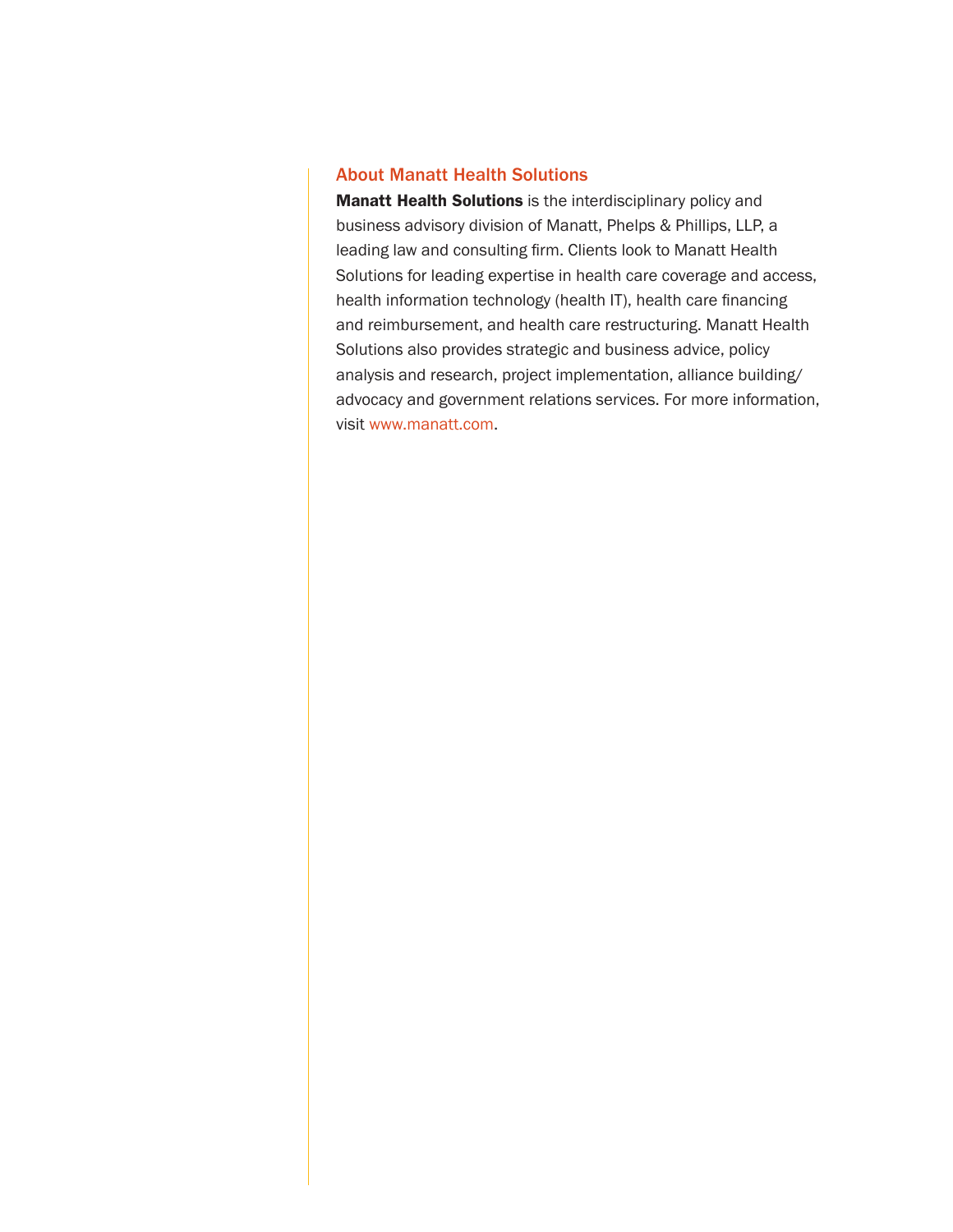## About Manatt Health Solutions

**Manatt Health Solutions** is the interdisciplinary policy and business advisory division of Manatt, Phelps & Phillips, LLP, a leading law and consulting firm. Clients look to Manatt Health Solutions for leading expertise in health care coverage and access, health information technology (health IT), health care financing and reimbursement, and health care restructuring. Manatt Health Solutions also provides strategic and business advice, policy analysis and research, project implementation, alliance building/ advocacy and government relations services. For more information, visit www.manatt.com.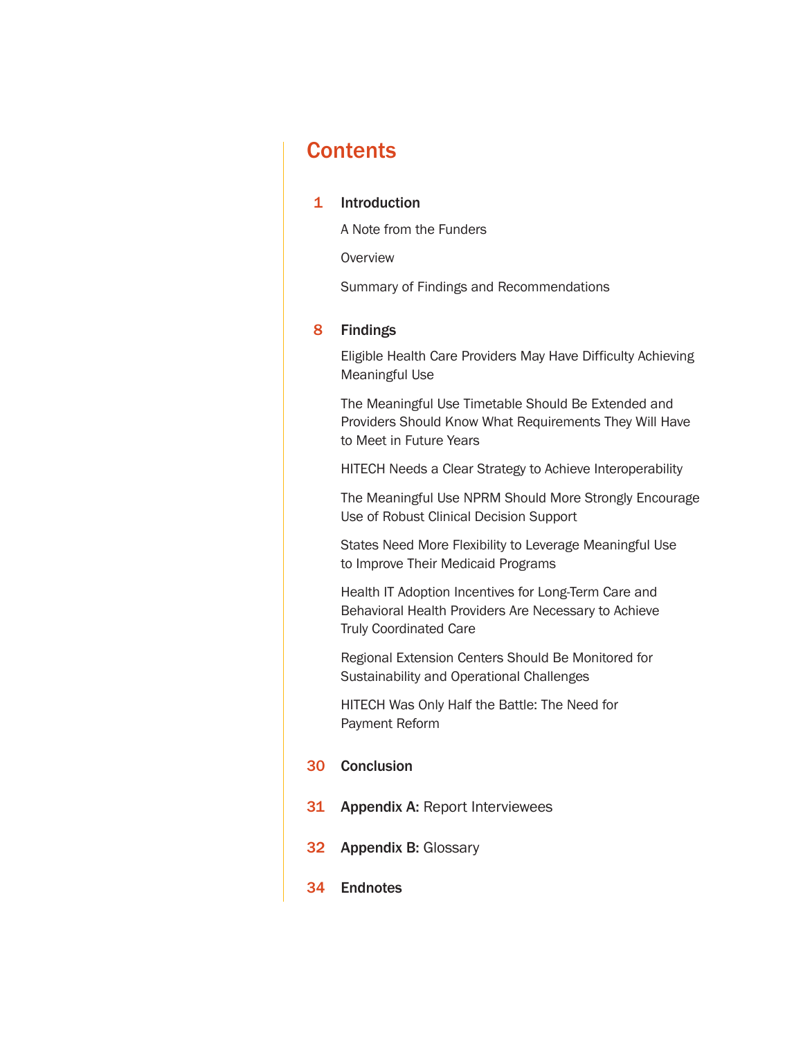# Contents

**1 Introduction**

A Note from the Funders

Overview

Summary of Findings and Recommendations

**8 Findings**

Eligible Health Care Providers May Have Difficulty Achieving Meaningful Use

The Meaningful Use Timetable Should Be Extended and Providers Should Know What Requirements They Will Have to Meet in Future Years

HITECH Needs a Clear Strategy to Achieve Interoperability

The Meaningful Use NPRM Should More Strongly Encourage Use of Robust Clinical Decision Support

States Need More Flexibility to Leverage Meaningful Use to Improve Their Medicaid Programs

Health IT Adoption Incentives for Long-Term Care and Behavioral Health Providers Are Necessary to Achieve Truly Coordinated Care

Regional Extension Centers Should Be Monitored for Sustainability and Operational Challenges

HITECH Was Only Half the Battle: The Need for Payment Reform

**30 Conclusion**

**31 Appendix A:** Report Interviewees

**32 Appendix B:** Glossary

**34 Endnotes**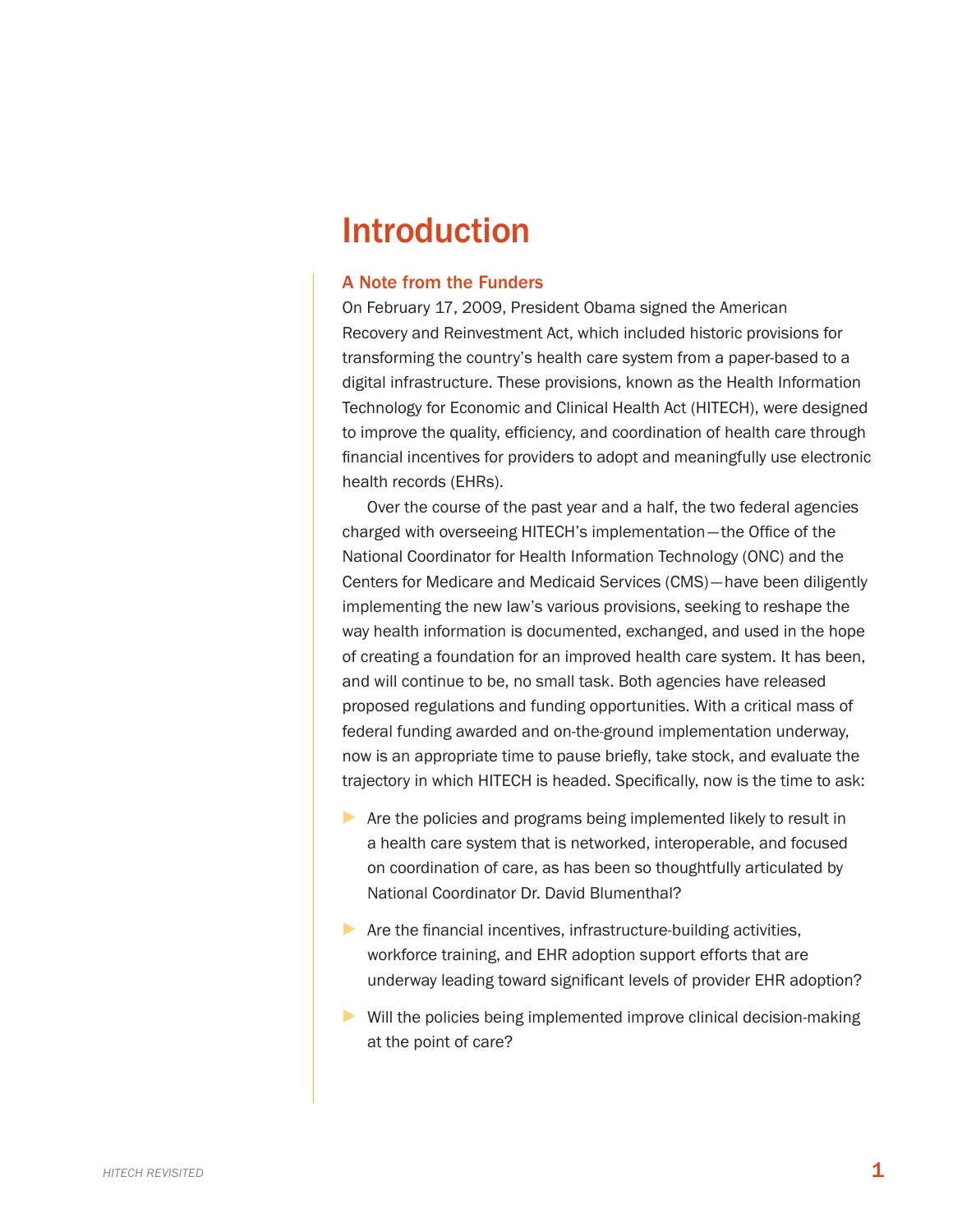# Introduction

## A Note from the Funders

On February 17, 2009, President Obama signed the American Recovery and Reinvestment Act, which included historic provisions for transforming the country's health care system from a paper-based to a digital infrastructure. These provisions, known as the Health Information Technology for Economic and Clinical Health Act (HITECH), were designed to improve the quality, efficiency, and coordination of health care through financial incentives for providers to adopt and meaningfully use electronic health records (EHRs).

Over the course of the past year and a half, the two federal agencies charged with overseeing HITECH's implementation—the Office of the National Coordinator for Health Information Technology (ONC) and the Centers for Medicare and Medicaid Services (CMS)—have been diligently implementing the new law's various provisions, seeking to reshape the way health information is documented, exchanged, and used in the hope of creating a foundation for an improved health care system. It has been, and will continue to be, no small task. Both agencies have released proposed regulations and funding opportunities. With a critical mass of federal funding awarded and on-the-ground implementation underway, now is an appropriate time to pause briefly, take stock, and evaluate the trajectory in which HITECH is headed. Specifically, now is the time to ask:

- Are the policies and programs being implemented likely to result in a health care system that is networked, interoperable, and focused on coordination of care, as has been so thoughtfully articulated by National Coordinator Dr. David Blumenthal?
- Are the financial incentives, infrastructure-building activities, workforce training, and EHR adoption support efforts that are underway leading toward significant levels of provider EHR adoption?
- Will the policies being implemented improve clinical decision-making at the point of care?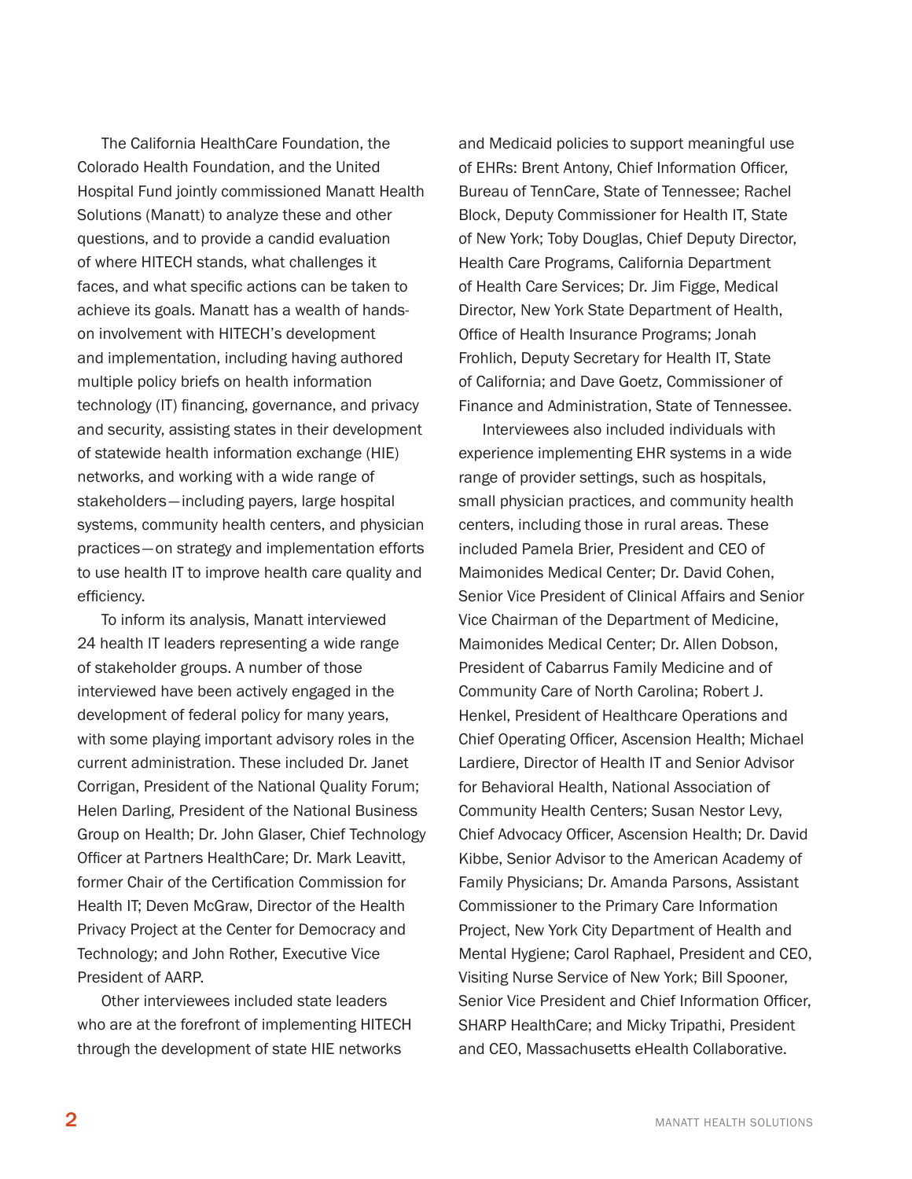The California HealthCare Foundation, the Colorado Health Foundation, and the United Hospital Fund jointly commissioned Manatt Health Solutions (Manatt) to analyze these and other questions, and to provide a candid evaluation of where HITECH stands, what challenges it faces, and what specific actions can be taken to achieve its goals. Manatt has a wealth of hands-on involvement with HITECH's development and implementation, including having authored multiple policy briefs on health information technology (IT) financing, governance, and privacy and security, assisting states in their development of statewide health information exchange (HIE) networks, and working with a wide range of stakeholders—including payers, large hospital systems, community health centers, and physician practices—on strategy and implementation efforts to use health IT to improve health care quality and efficiency.

To inform its analysis, Manatt interviewed 24 health IT leaders representing a wide range of stakeholder groups. A number of those interviewed have been actively engaged in the development of federal policy for many years, with some playing important advisory roles in the current administration. These included Dr. Janet Corrigan, President of the National Quality Forum; Helen Darling, President of the National Business Group on Health; Dr. John Glaser, Chief Technology Officer at Partners HealthCare; Dr. Mark Leavitt, former Chair of the Certification Commission for Health IT; Deven McGraw, Director of the Health Privacy Project at the Center for Democracy and Technology; and John Rother, Executive Vice President of AARP.

Other interviewees included state leaders who are at the forefront of implementing HITECH through the development of state HIE networks and Medicaid policies to support meaningful use of EHRs: Brent Antony, Chief Information Officer, Bureau of TennCare, State of Tennessee; Rachel Block, Deputy Commissioner for Health IT, State of New York; Toby Douglas, Chief Deputy Director, Health Care Programs, California Department of Health Care Services; Dr. Jim Figge, Medical Director, New York State Department of Health, Office of Health Insurance Programs; Jonah Frohlich, Deputy Secretary for Health IT, State of California; and Dave Goetz, Commissioner of Finance and Administration, State of Tennessee.

Interviewees also included individuals with experience implementing EHR systems in a wide range of provider settings, such as hospitals, small physician practices, and community health centers, including those in rural areas. These included Pamela Brier, President and CEO of Maimonides Medical Center; Dr. David Cohen, Senior Vice President of Clinical Affairs and Senior Vice Chairman of the Department of Medicine, Maimonides Medical Center; Dr. Allen Dobson, President of Cabarrus Family Medicine and of Community Care of North Carolina; Robert J. Henkel, President of Healthcare Operations and Chief Operating Officer, Ascension Health; Michael Lardiere, Director of Health IT and Senior Advisor for Behavioral Health, National Association of Community Health Centers; Susan Nestor Levy, Chief Advocacy Officer, Ascension Health; Dr. David Kibbe, Senior Advisor to the American Academy of Family Physicians; Dr. Amanda Parsons, Assistant Commissioner to the Primary Care Information Project, New York City Department of Health and Mental Hygiene; Carol Raphael, President and CEO, Visiting Nurse Service of New York; Bill Spooner, Senior Vice President and Chief Information Officer, SHARP HealthCare; and Micky Tripathi, President and CEO, Massachusetts eHealth Collaborative.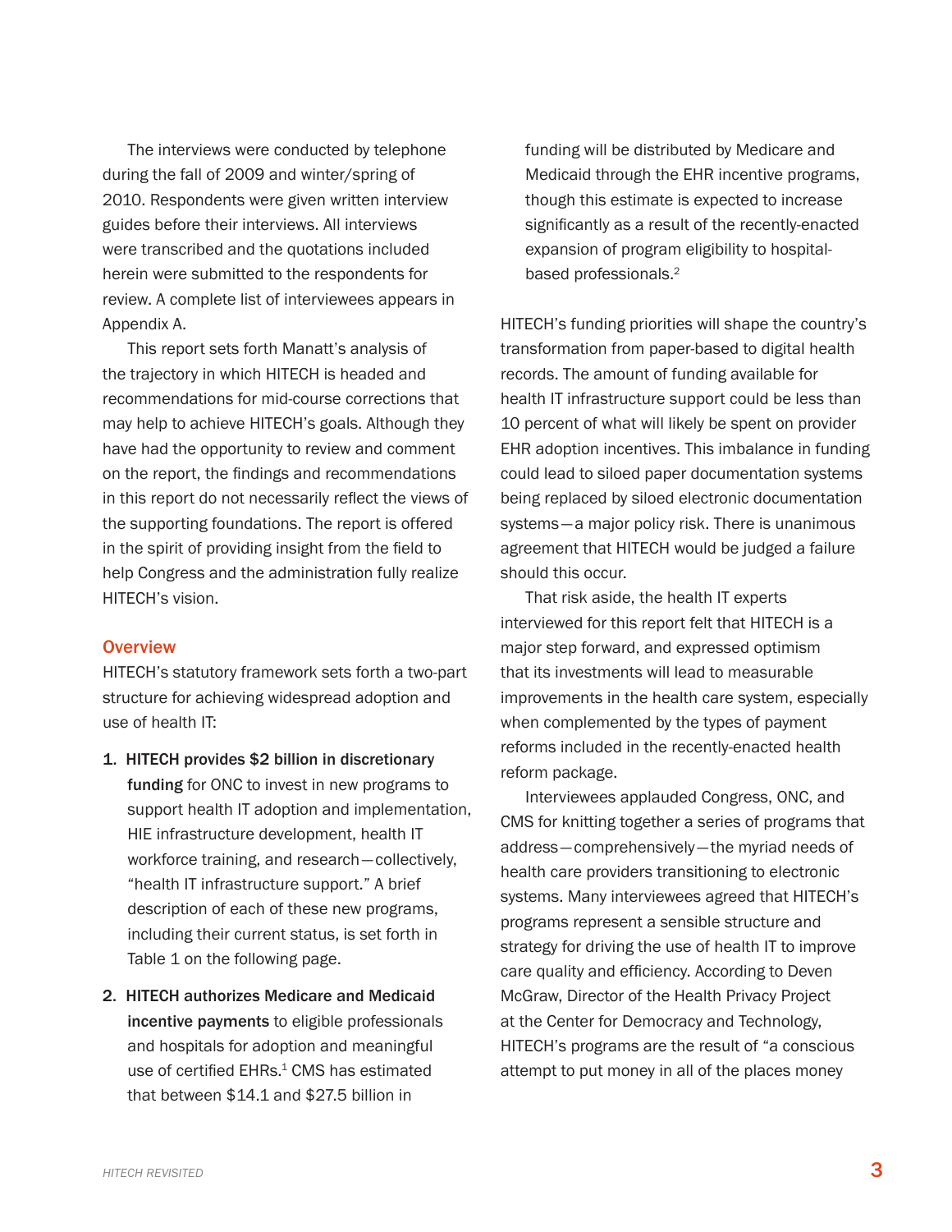The interviews were conducted by telephone during the fall of 2009 and winter/spring of 2010. Respondents were given written interview guides before their interviews. All interviews were transcribed and the quotations included herein were submitted to the respondents for review. A complete list of interviewees appears in Appendix A.

This report sets forth Manatt's analysis of the trajectory in which HITECH is headed and recommendations for mid-course corrections that may help to achieve HITECH's goals. Although they have had the opportunity to review and comment on the report, the findings and recommendations in this report do not necessarily reflect the views of the supporting foundations. The report is offered in the spirit of providing insight from the field to help Congress and the administration fully realize HITECH's vision.

## Overview

HITECH's statutory framework sets forth a two-part structure for achieving widespread adoption and use of health IT:

1. **HITECH provides $2 billion in discretionary funding** for ONC to invest in new programs to support health IT adoption and implementation, HIE infrastructure development, health IT workforce training, and research—collectively, "health IT infrastructure support." A brief description of each of these new programs, including their current status, is set forth in Table 1 on the following page.

2. **HITECH authorizes Medicare and Medicaid incentive payments** to eligible professionals and hospitals for adoption and meaningful use of certified EHRs.[1] CMS has estimated that between $14.1 and $27.5 billion in funding will be distributed by Medicare and Medicaid through the EHR incentive programs, though this estimate is expected to increase significantly as a result of the recently-enacted expansion of program eligibility to hospital-based professionals.[2]

HITECH's funding priorities will shape the country's transformation from paper-based to digital health records. The amount of funding available for health IT infrastructure support could be less than 10 percent of what will likely be spent on provider EHR adoption incentives. This imbalance in funding could lead to siloed paper documentation systems being replaced by siloed electronic documentation systems—a major policy risk. There is unanimous agreement that HITECH would be judged a failure should this occur.

That risk aside, the health IT experts interviewed for this report felt that HITECH is a major step forward, and expressed optimism that its investments will lead to measurable improvements in the health care system, especially when complemented by the types of payment reforms included in the recently-enacted health reform package.

Interviewees applauded Congress, ONC, and CMS for knitting together a series of programs that address—comprehensively—the myriad needs of health care providers transitioning to electronic systems. Many interviewees agreed that HITECH's programs represent a sensible structure and strategy for driving the use of health IT to improve care quality and efficiency. According to Deven McGraw, Director of the Health Privacy Project at the Center for Democracy and Technology, HITECH's programs are the result of "a conscious attempt to put money in all of the places money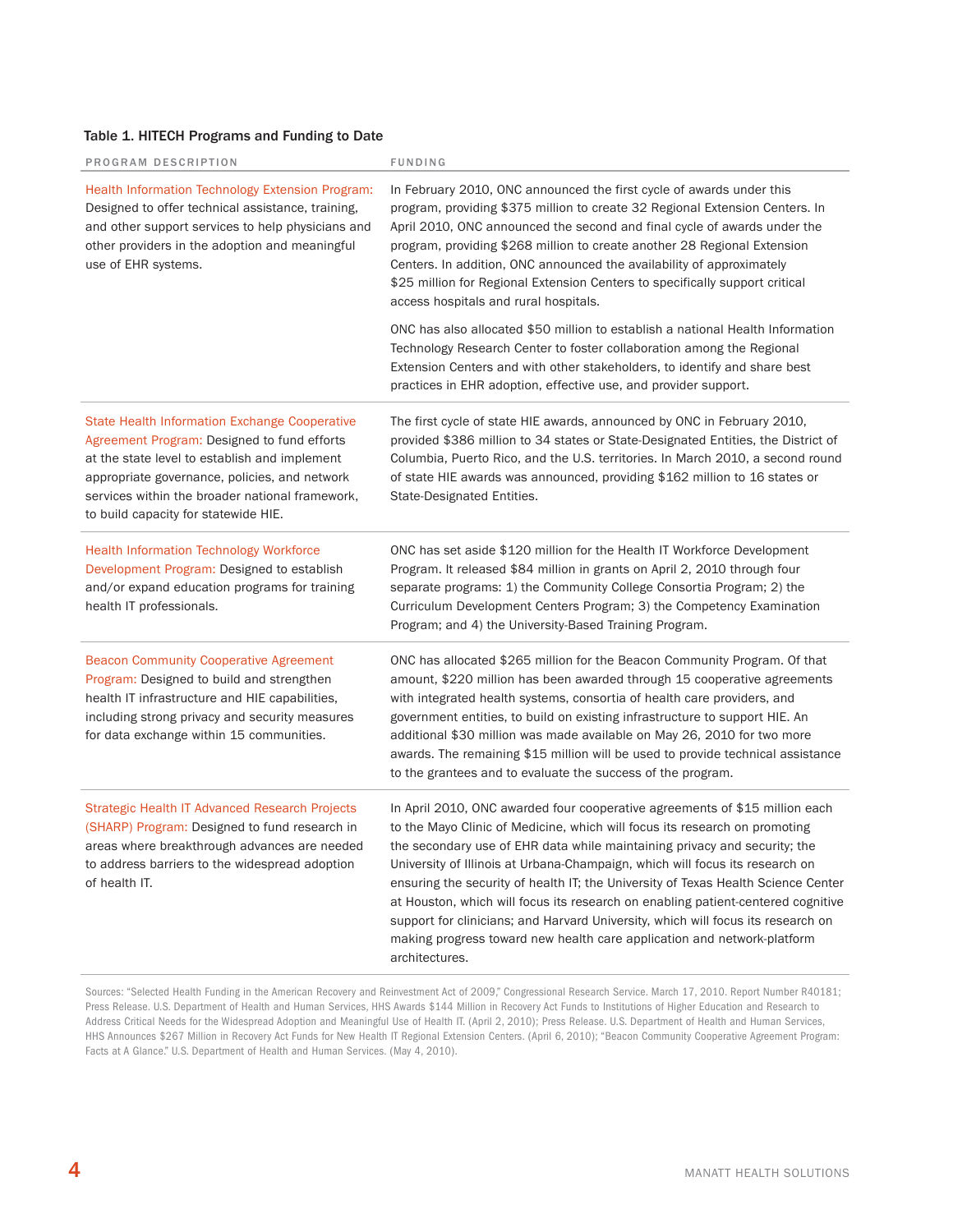**Table 1. HITECH Programs and Funding to Date**

| PROGRAM DESCRIPTION | FUNDING |
| --- | --- |
| Health Information Technology Extension Program: Designed to offer technical assistance, training, and other support services to help physicians and other providers in the adoption and meaningful use of EHR systems. | In February 2010, ONC announced the first cycle of awards under this program, providing $375 million to create 32 Regional Extension Centers. In April 2010, ONC announced the second and final cycle of awards under the program, providing $268 million to create another 28 Regional Extension Centers. In addition, ONC announced the availability of approximately $25 million for Regional Extension Centers to specifically support critical access hospitals and rural hospitals. <br><br> ONC has also allocated $50 million to establish a national Health Information Technology Research Center to foster collaboration among the Regional Extension Centers and with other stakeholders, to identify and share best practices in EHR adoption, effective use, and provider support. |
| State Health Information Exchange Cooperative Agreement Program: Designed to fund efforts at the state level to establish and implement appropriate governance, policies, and network services within the broader national framework, to build capacity for statewide HIE. | The first cycle of state HIE awards, announced by ONC in February 2010, provided $386 million to 34 states or State-Designated Entities, the District of Columbia, Puerto Rico, and the U.S. territories. In March 2010, a second round of state HIE awards was announced, providing $162 million to 16 states or State-Designated Entities. |
| Health Information Technology Workforce Development Program: Designed to establish and/or expand education programs for training health IT professionals. | ONC has set aside $120 million for the Health IT Workforce Development Program. It released $84 million in grants on April 2, 2010 through four separate programs: 1) the Community College Consortia Program; 2) the Curriculum Development Centers Program; 3) the Competency Examination Program; and 4) the University-Based Training Program. |
| Beacon Community Cooperative Agreement Program: Designed to build and strengthen health IT infrastructure and HIE capabilities, including strong privacy and security measures for data exchange within 15 communities. | ONC has allocated $265 million for the Beacon Community Program. Of that amount, $220 million has been awarded through 15 cooperative agreements with integrated health systems, consortia of health care providers, and government entities, to build on existing infrastructure to support HIE. An additional $30 million was made available on May 26, 2010 for two more awards. The remaining $15 million will be used to provide technical assistance to the grantees and to evaluate the success of the program. |
| Strategic Health IT Advanced Research Projects (SHARP) Program: Designed to fund research in areas where breakthrough advances are needed to address barriers to the widespread adoption of health IT. | In April 2010, ONC awarded four cooperative agreements of $15 million each to the Mayo Clinic of Medicine, which will focus its research on promoting the secondary use of EHR data while maintaining privacy and security; the University of Illinois at Urbana-Champaign, which will focus its research on ensuring the security of health IT; the University of Texas Health Science Center at Houston, which will focus its research on enabling patient-centered cognitive support for clinicians; and Harvard University, which will focus its research on making progress toward new health care application and network-platform architectures. |

Sources: "Selected Health Funding in the American Recovery and Reinvestment Act of 2009," Congressional Research Service. March 17, 2010. Report Number R40181; Press Release. U.S. Department of Health and Human Services, HHS Awards $144 Million in Recovery Act Funds to Institutions of Higher Education and Research to Address Critical Needs for the Widespread Adoption and Meaningful Use of Health IT. (April 2, 2010); Press Release. U.S. Department of Health and Human Services, HHS Announces $267 Million in Recovery Act Funds for New Health IT Regional Extension Centers. (April 6, 2010); "Beacon Community Cooperative Agreement Program: Facts at A Glance." U.S. Department of Health and Human Services. (May 4, 2010).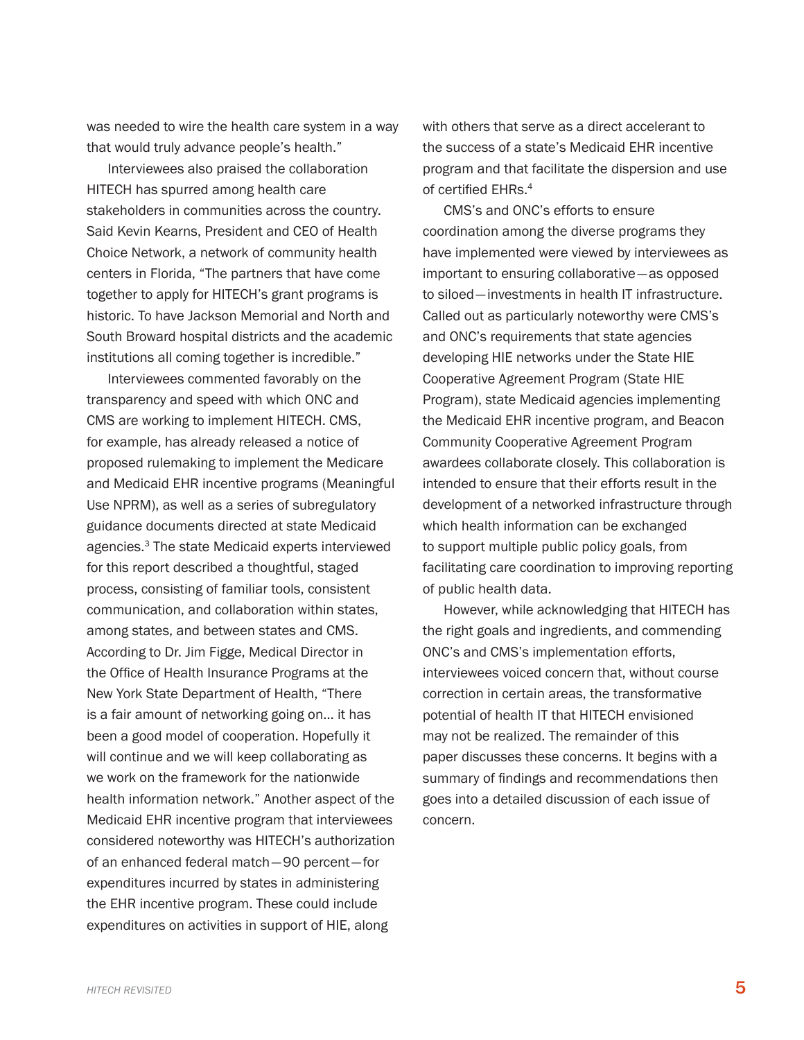was needed to wire the health care system in a way that would truly advance people's health."

Interviewees also praised the collaboration HITECH has spurred among health care stakeholders in communities across the country. Said Kevin Kearns, President and CEO of Health Choice Network, a network of community health centers in Florida, "The partners that have come together to apply for HITECH's grant programs is historic. To have Jackson Memorial and North and South Broward hospital districts and the academic institutions all coming together is incredible."

Interviewees commented favorably on the transparency and speed with which ONC and CMS are working to implement HITECH. CMS, for example, has already released a notice of proposed rulemaking to implement the Medicare and Medicaid EHR incentive programs (Meaningful Use NPRM), as well as a series of subregulatory guidance documents directed at state Medicaid agencies.[3] The state Medicaid experts interviewed for this report described a thoughtful, staged process, consisting of familiar tools, consistent communication, and collaboration within states, among states, and between states and CMS. According to Dr. Jim Figge, Medical Director in the Office of Health Insurance Programs at the New York State Department of Health, "There is a fair amount of networking going on… it has been a good model of cooperation. Hopefully it will continue and we will keep collaborating as we work on the framework for the nationwide health information network." Another aspect of the Medicaid EHR incentive program that interviewees considered noteworthy was HITECH's authorization of an enhanced federal match—90 percent—for expenditures incurred by states in administering the EHR incentive program. These could include expenditures on activities in support of HIE, along with others that serve as a direct accelerant to the success of a state's Medicaid EHR incentive program and that facilitate the dispersion and use of certified EHRs.[4]

CMS's and ONC's efforts to ensure coordination among the diverse programs they have implemented were viewed by interviewees as important to ensuring collaborative—as opposed to siloed—investments in health IT infrastructure. Called out as particularly noteworthy were CMS's and ONC's requirements that state agencies developing HIE networks under the State HIE Cooperative Agreement Program (State HIE Program), state Medicaid agencies implementing the Medicaid EHR incentive program, and Beacon Community Cooperative Agreement Program awardees collaborate closely. This collaboration is intended to ensure that their efforts result in the development of a networked infrastructure through which health information can be exchanged to support multiple public policy goals, from facilitating care coordination to improving reporting of public health data.

However, while acknowledging that HITECH has the right goals and ingredients, and commending ONC's and CMS's implementation efforts, interviewees voiced concern that, without course correction in certain areas, the transformative potential of health IT that HITECH envisioned may not be realized. The remainder of this paper discusses these concerns. It begins with a summary of findings and recommendations then goes into a detailed discussion of each issue of concern.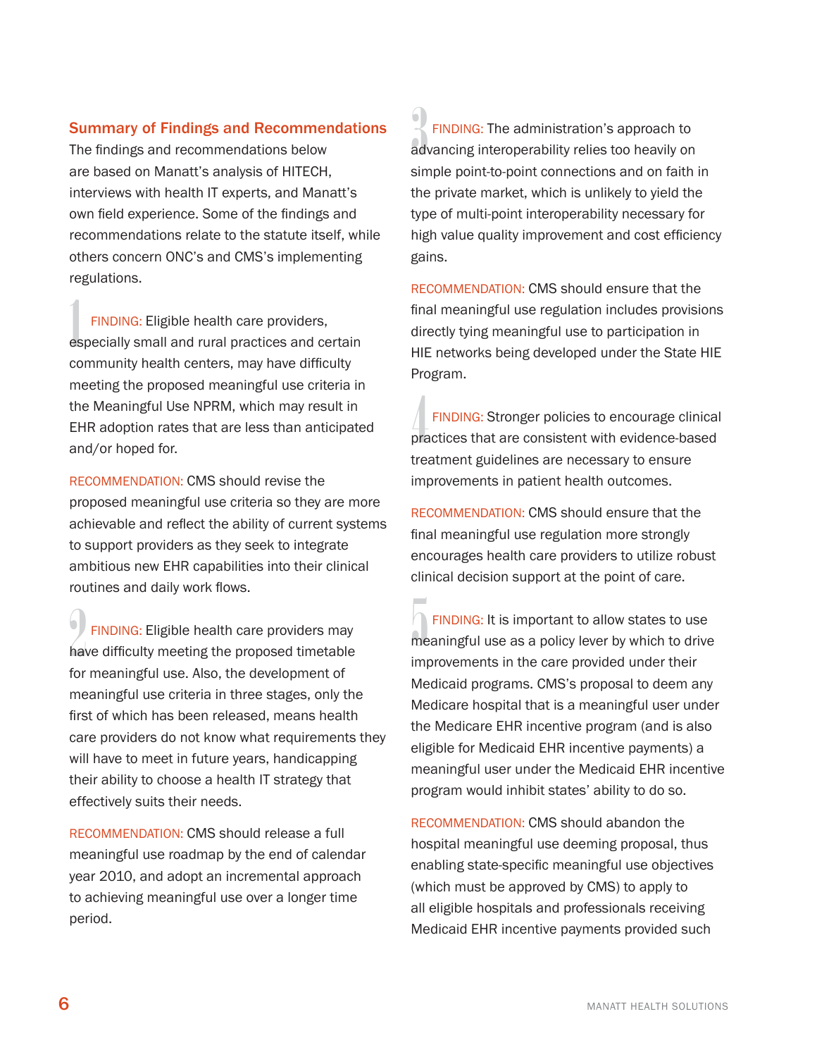## Summary of Findings and Recommendations

The findings and recommendations below are based on Manatt's analysis of HITECH, interviews with health IT experts, and Manatt's own field experience. Some of the findings and recommendations relate to the statute itself, while others concern ONC's and CMS's implementing regulations.

1 FINDING: Eligible health care providers, especially small and rural practices and certain community health centers, may have difficulty meeting the proposed meaningful use criteria in the Meaningful Use NPRM, which may result in EHR adoption rates that are less than anticipated and/or hoped for.

RECOMMENDATION: CMS should revise the proposed meaningful use criteria so they are more achievable and reflect the ability of current systems to support providers as they seek to integrate ambitious new EHR capabilities into their clinical routines and daily work flows.

2 FINDING: Eligible health care providers may have difficulty meeting the proposed timetable for meaningful use. Also, the development of meaningful use criteria in three stages, only the first of which has been released, means health care providers do not know what requirements they will have to meet in future years, handicapping their ability to choose a health IT strategy that effectively suits their needs.

RECOMMENDATION: CMS should release a full meaningful use roadmap by the end of calendar year 2010, and adopt an incremental approach to achieving meaningful use over a longer time period.

3 FINDING: The administration's approach to advancing interoperability relies too heavily on simple point-to-point connections and on faith in the private market, which is unlikely to yield the type of multi-point interoperability necessary for high value quality improvement and cost efficiency gains.

RECOMMENDATION: CMS should ensure that the final meaningful use regulation includes provisions directly tying meaningful use to participation in HIE networks being developed under the State HIE Program.

4 FINDING: Stronger policies to encourage clinical practices that are consistent with evidence-based treatment guidelines are necessary to ensure improvements in patient health outcomes.

RECOMMENDATION: CMS should ensure that the final meaningful use regulation more strongly encourages health care providers to utilize robust clinical decision support at the point of care.

5 FINDING: It is important to allow states to use meaningful use as a policy lever by which to drive improvements in the care provided under their Medicaid programs. CMS's proposal to deem any Medicare hospital that is a meaningful user under the Medicare EHR incentive program (and is also eligible for Medicaid EHR incentive payments) a meaningful user under the Medicaid EHR incentive program would inhibit states' ability to do so.

RECOMMENDATION: CMS should abandon the hospital meaningful use deeming proposal, thus enabling state-specific meaningful use objectives (which must be approved by CMS) to apply to all eligible hospitals and professionals receiving Medicaid EHR incentive payments provided such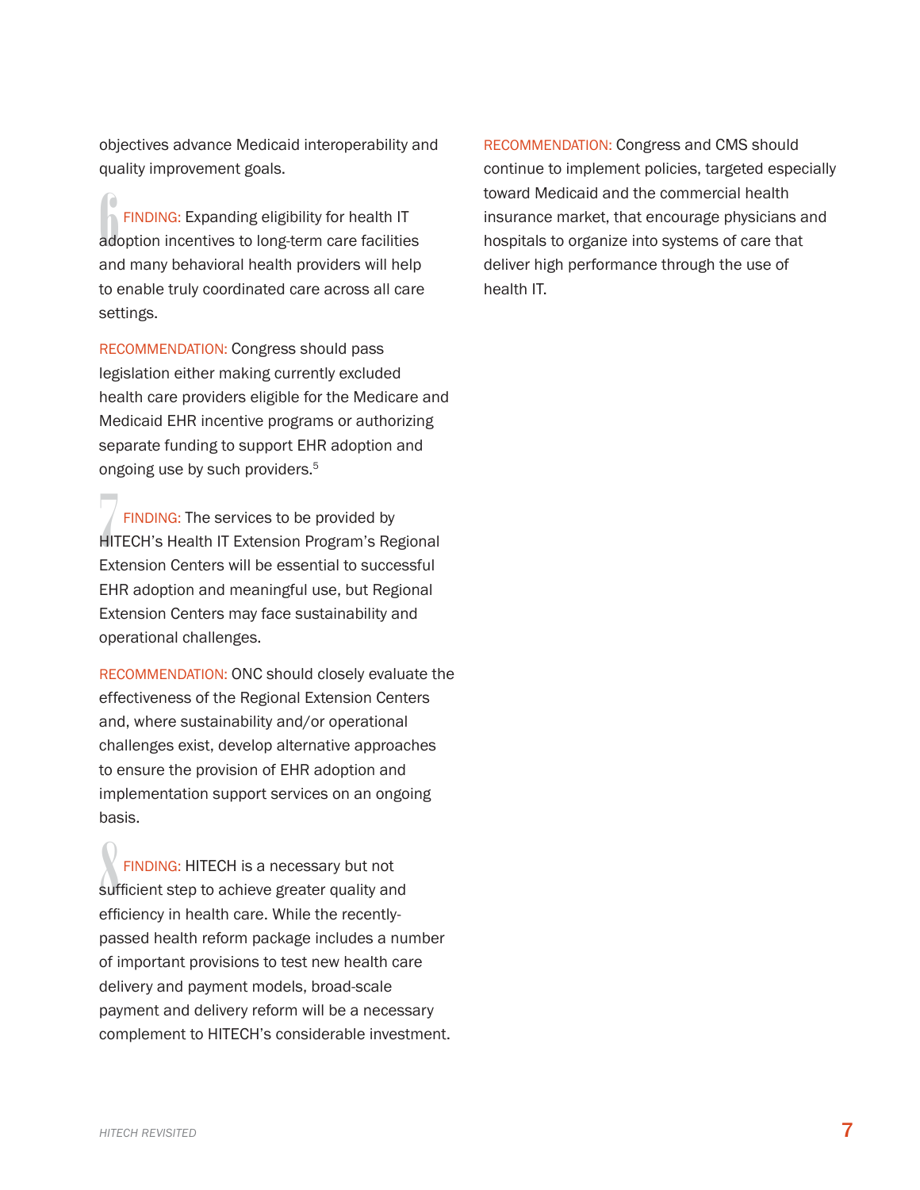objectives advance Medicaid interoperability and quality improvement goals.

6 FINDING: Expanding eligibility for health IT adoption incentives to long-term care facilities and many behavioral health providers will help to enable truly coordinated care across all care settings.

RECOMMENDATION: Congress should pass legislation either making currently excluded health care providers eligible for the Medicare and Medicaid EHR incentive programs or authorizing separate funding to support EHR adoption and ongoing use by such providers.[5]

7 FINDING: The services to be provided by HITECH's Health IT Extension Program's Regional Extension Centers will be essential to successful EHR adoption and meaningful use, but Regional Extension Centers may face sustainability and operational challenges.

RECOMMENDATION: ONC should closely evaluate the effectiveness of the Regional Extension Centers and, where sustainability and/or operational challenges exist, develop alternative approaches to ensure the provision of EHR adoption and implementation support services on an ongoing basis.

8 FINDING: HITECH is a necessary but not sufficient step to achieve greater quality and efficiency in health care. While the recently-passed health reform package includes a number of important provisions to test new health care delivery and payment models, broad-scale payment and delivery reform will be a necessary complement to HITECH's considerable investment.

RECOMMENDATION: Congress and CMS should continue to implement policies, targeted especially toward Medicaid and the commercial health insurance market, that encourage physicians and hospitals to organize into systems of care that deliver high performance through the use of health IT.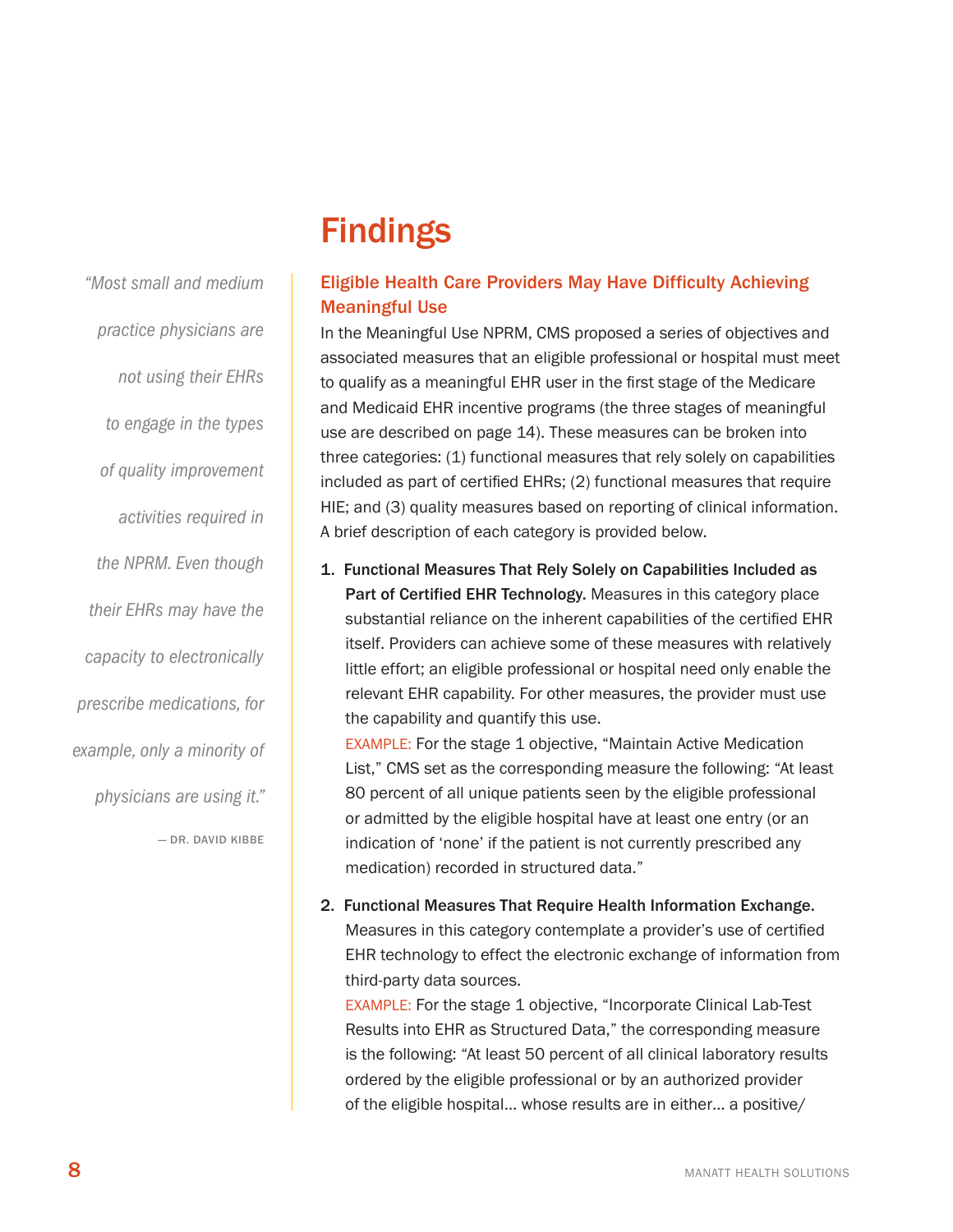# Findings

> *"Most small and medium practice physicians are not using their EHRs to engage in the types of quality improvement activities required in the NPRM. Even though their EHRs may have the capacity to electronically prescribe medications, for example, only a minority of physicians are using it."*
>
> — DR. DAVID KIBBE

## Eligible Health Care Providers May Have Difficulty Achieving Meaningful Use

In the Meaningful Use NPRM, CMS proposed a series of objectives and associated measures that an eligible professional or hospital must meet to qualify as a meaningful EHR user in the first stage of the Medicare and Medicaid EHR incentive programs (the three stages of meaningful use are described on page 14). These measures can be broken into three categories: (1) functional measures that rely solely on capabilities included as part of certified EHRs; (2) functional measures that require HIE; and (3) quality measures based on reporting of clinical information. A brief description of each category is provided below.

1. **Functional Measures That Rely Solely on Capabilities Included as Part of Certified EHR Technology.** Measures in this category place substantial reliance on the inherent capabilities of the certified EHR itself. Providers can achieve some of these measures with relatively little effort; an eligible professional or hospital need only enable the relevant EHR capability. For other measures, the provider must use the capability and quantify this use.
   EXAMPLE: For the stage 1 objective, "Maintain Active Medication List," CMS set as the corresponding measure the following: "At least 80 percent of all unique patients seen by the eligible professional or admitted by the eligible hospital have at least one entry (or an indication of 'none' if the patient is not currently prescribed any medication) recorded in structured data."

2. **Functional Measures That Require Health Information Exchange.** Measures in this category contemplate a provider's use of certified EHR technology to effect the electronic exchange of information from third-party data sources.
   EXAMPLE: For the stage 1 objective, "Incorporate Clinical Lab-Test Results into EHR as Structured Data," the corresponding measure is the following: "At least 50 percent of all clinical laboratory results ordered by the eligible professional or by an authorized provider of the eligible hospital… whose results are in either… a positive/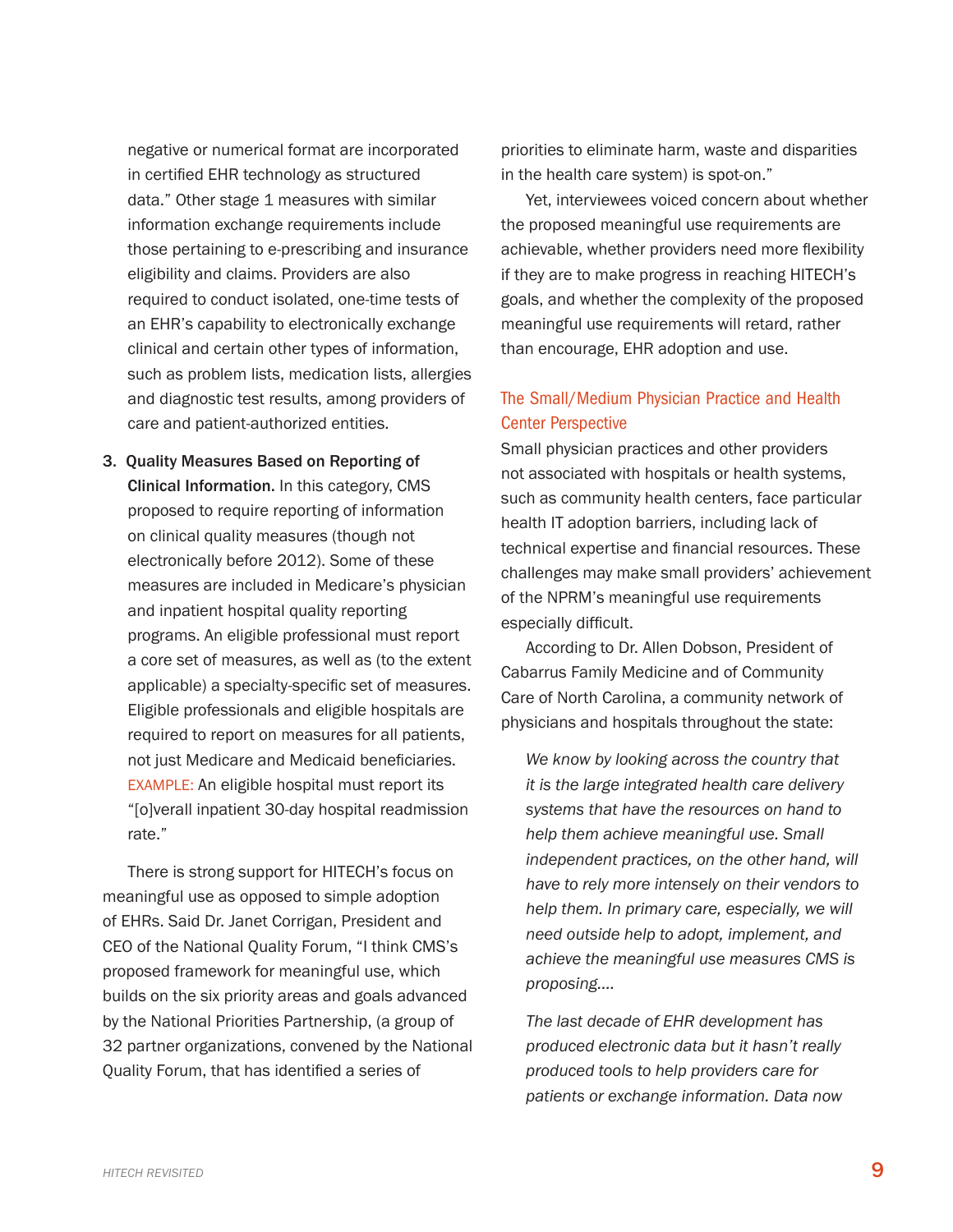negative or numerical format are incorporated in certified EHR technology as structured data." Other stage 1 measures with similar information exchange requirements include those pertaining to e-prescribing and insurance eligibility and claims. Providers are also required to conduct isolated, one-time tests of an EHR's capability to electronically exchange clinical and certain other types of information, such as problem lists, medication lists, allergies and diagnostic test results, among providers of care and patient-authorized entities.

3. **Quality Measures Based on Reporting of Clinical Information.** In this category, CMS proposed to require reporting of information on clinical quality measures (though not electronically before 2012). Some of these measures are included in Medicare's physician and inpatient hospital quality reporting programs. An eligible professional must report a core set of measures, as well as (to the extent applicable) a specialty-specific set of measures. Eligible professionals and eligible hospitals are required to report on measures for all patients, not just Medicare and Medicaid beneficiaries. EXAMPLE: An eligible hospital must report its "[o]verall inpatient 30-day hospital readmission rate."

There is strong support for HITECH's focus on meaningful use as opposed to simple adoption of EHRs. Said Dr. Janet Corrigan, President and CEO of the National Quality Forum, "I think CMS's proposed framework for meaningful use, which builds on the six priority areas and goals advanced by the National Priorities Partnership, (a group of 32 partner organizations, convened by the National Quality Forum, that has identified a series of priorities to eliminate harm, waste and disparities in the health care system) is spot-on."

Yet, interviewees voiced concern about whether the proposed meaningful use requirements are achievable, whether providers need more flexibility if they are to make progress in reaching HITECH's goals, and whether the complexity of the proposed meaningful use requirements will retard, rather than encourage, EHR adoption and use.

## The Small/Medium Physician Practice and Health Center Perspective

Small physician practices and other providers not associated with hospitals or health systems, such as community health centers, face particular health IT adoption barriers, including lack of technical expertise and financial resources. These challenges may make small providers' achievement of the NPRM's meaningful use requirements especially difficult.

According to Dr. Allen Dobson, President of Cabarrus Family Medicine and of Community Care of North Carolina, a community network of physicians and hospitals throughout the state:

> *We know by looking across the country that it is the large integrated health care delivery systems that have the resources on hand to help them achieve meaningful use. Small independent practices, on the other hand, will have to rely more intensely on their vendors to help them. In primary care, especially, we will need outside help to adopt, implement, and achieve the meaningful use measures CMS is proposing....*
>
> *The last decade of EHR development has produced electronic data but it hasn't really produced tools to help providers care for patients or exchange information. Data now*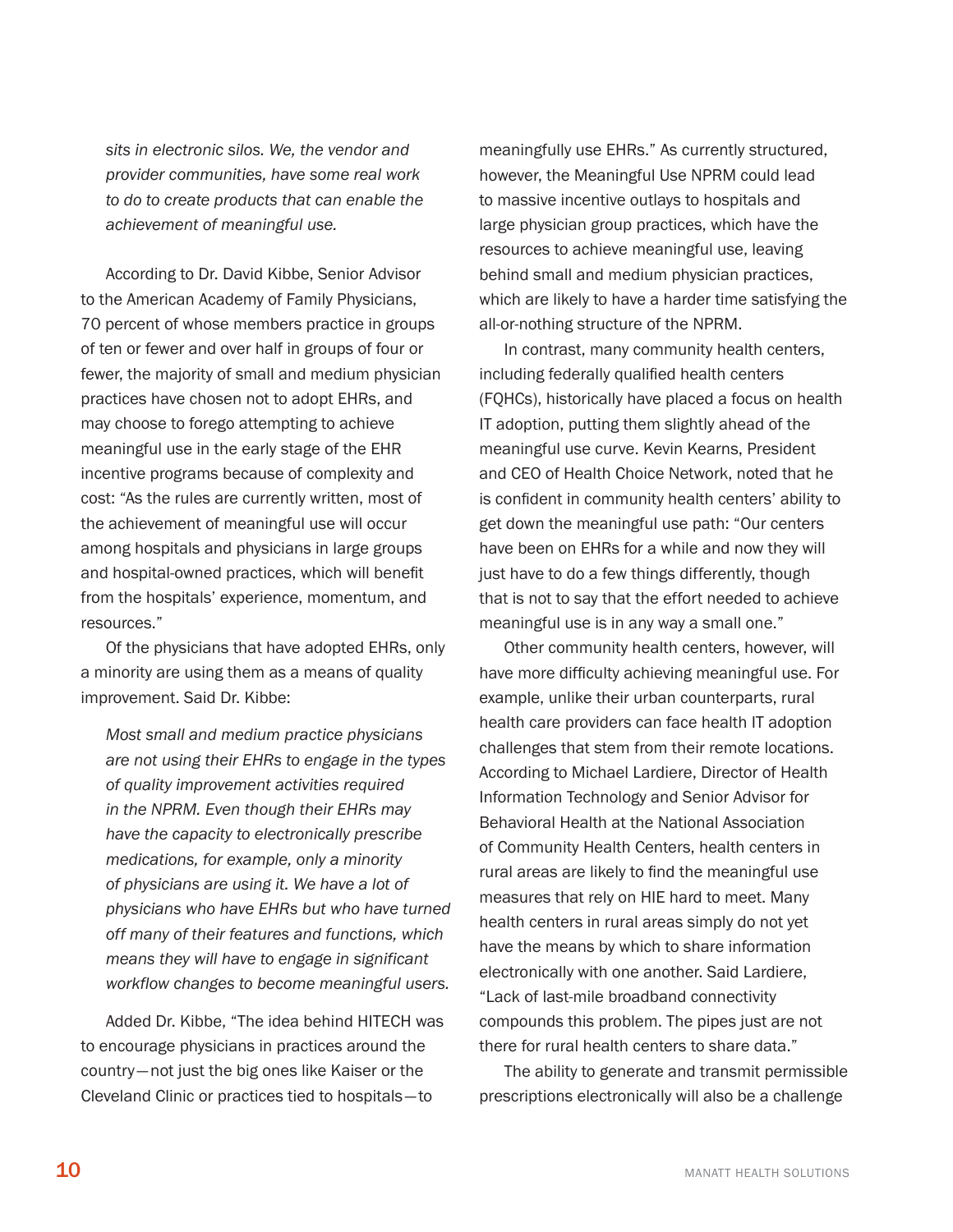*sits in electronic silos. We, the vendor and provider communities, have some real work to do to create products that can enable the achievement of meaningful use.*

According to Dr. David Kibbe, Senior Advisor to the American Academy of Family Physicians, 70 percent of whose members practice in groups of ten or fewer and over half in groups of four or fewer, the majority of small and medium physician practices have chosen not to adopt EHRs, and may choose to forego attempting to achieve meaningful use in the early stage of the EHR incentive programs because of complexity and cost: "As the rules are currently written, most of the achievement of meaningful use will occur among hospitals and physicians in large groups and hospital-owned practices, which will benefit from the hospitals' experience, momentum, and resources."

Of the physicians that have adopted EHRs, only a minority are using them as a means of quality improvement. Said Dr. Kibbe:

*Most small and medium practice physicians are not using their EHRs to engage in the types of quality improvement activities required in the NPRM. Even though their EHRs may have the capacity to electronically prescribe medications, for example, only a minority of physicians are using it. We have a lot of physicians who have EHRs but who have turned off many of their features and functions, which means they will have to engage in significant workflow changes to become meaningful users.*

Added Dr. Kibbe, "The idea behind HITECH was to encourage physicians in practices around the country—not just the big ones like Kaiser or the Cleveland Clinic or practices tied to hospitals—to meaningfully use EHRs." As currently structured, however, the Meaningful Use NPRM could lead to massive incentive outlays to hospitals and large physician group practices, which have the resources to achieve meaningful use, leaving behind small and medium physician practices, which are likely to have a harder time satisfying the all-or-nothing structure of the NPRM.

In contrast, many community health centers, including federally qualified health centers (FQHCs), historically have placed a focus on health IT adoption, putting them slightly ahead of the meaningful use curve. Kevin Kearns, President and CEO of Health Choice Network, noted that he is confident in community health centers' ability to get down the meaningful use path: "Our centers have been on EHRs for a while and now they will just have to do a few things differently, though that is not to say that the effort needed to achieve meaningful use is in any way a small one."

Other community health centers, however, will have more difficulty achieving meaningful use. For example, unlike their urban counterparts, rural health care providers can face health IT adoption challenges that stem from their remote locations. According to Michael Lardiere, Director of Health Information Technology and Senior Advisor for Behavioral Health at the National Association of Community Health Centers, health centers in rural areas are likely to find the meaningful use measures that rely on HIE hard to meet. Many health centers in rural areas simply do not yet have the means by which to share information electronically with one another. Said Lardiere, "Lack of last-mile broadband connectivity compounds this problem. The pipes just are not there for rural health centers to share data."

The ability to generate and transmit permissible prescriptions electronically will also be a challenge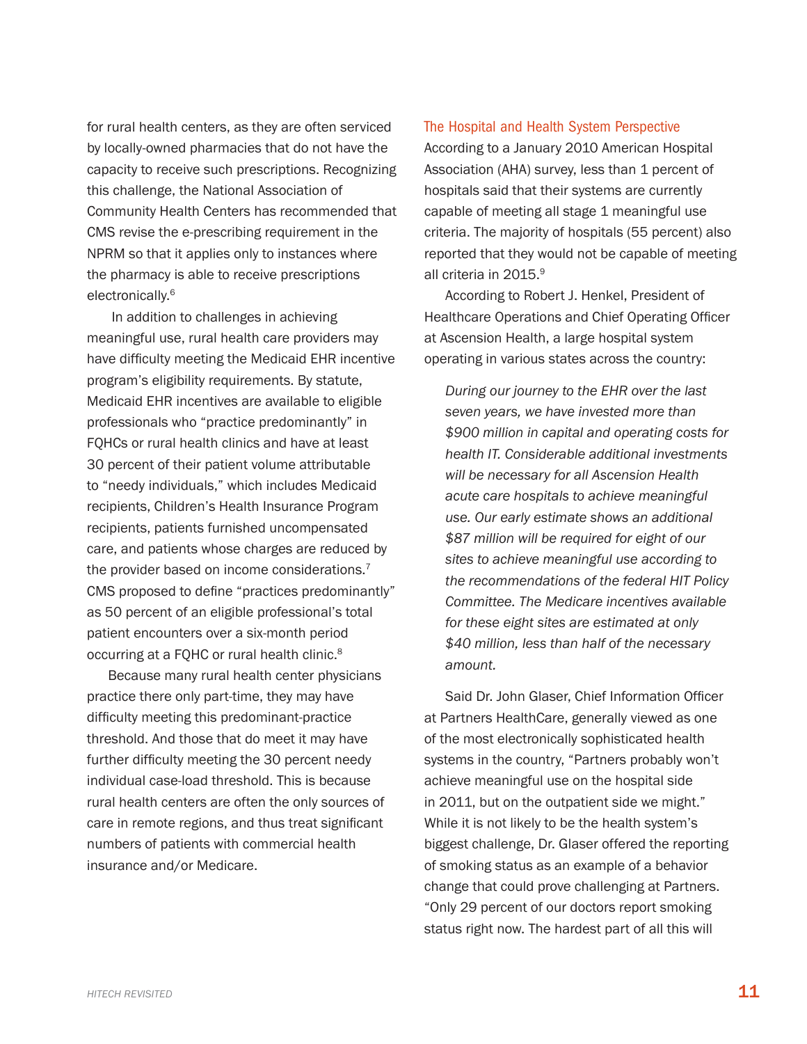for rural health centers, as they are often serviced by locally-owned pharmacies that do not have the capacity to receive such prescriptions. Recognizing this challenge, the National Association of Community Health Centers has recommended that CMS revise the e-prescribing requirement in the NPRM so that it applies only to instances where the pharmacy is able to receive prescriptions electronically.[6]

In addition to challenges in achieving meaningful use, rural health care providers may have difficulty meeting the Medicaid EHR incentive program's eligibility requirements. By statute, Medicaid EHR incentives are available to eligible professionals who "practice predominantly" in FQHCs or rural health clinics and have at least 30 percent of their patient volume attributable to "needy individuals," which includes Medicaid recipients, Children's Health Insurance Program recipients, patients furnished uncompensated care, and patients whose charges are reduced by the provider based on income considerations.[7] CMS proposed to define "practices predominantly" as 50 percent of an eligible professional's total patient encounters over a six-month period occurring at a FQHC or rural health clinic.[8]

Because many rural health center physicians practice there only part-time, they may have difficulty meeting this predominant-practice threshold. And those that do meet it may have further difficulty meeting the 30 percent needy individual case-load threshold. This is because rural health centers are often the only sources of care in remote regions, and thus treat significant numbers of patients with commercial health insurance and/or Medicare.

## The Hospital and Health System Perspective

According to a January 2010 American Hospital Association (AHA) survey, less than 1 percent of hospitals said that their systems are currently capable of meeting all stage 1 meaningful use criteria. The majority of hospitals (55 percent) also reported that they would not be capable of meeting all criteria in 2015.[9]

According to Robert J. Henkel, President of Healthcare Operations and Chief Operating Officer at Ascension Health, a large hospital system operating in various states across the country:

> *During our journey to the EHR over the last seven years, we have invested more than $900 million in capital and operating costs for health IT. Considerable additional investments will be necessary for all Ascension Health acute care hospitals to achieve meaningful use. Our early estimate shows an additional $87 million will be required for eight of our sites to achieve meaningful use according to the recommendations of the federal HIT Policy Committee. The Medicare incentives available for these eight sites are estimated at only $40 million, less than half of the necessary amount.*

Said Dr. John Glaser, Chief Information Officer at Partners HealthCare, generally viewed as one of the most electronically sophisticated health systems in the country, "Partners probably won't achieve meaningful use on the hospital side in 2011, but on the outpatient side we might." While it is not likely to be the health system's biggest challenge, Dr. Glaser offered the reporting of smoking status as an example of a behavior change that could prove challenging at Partners. "Only 29 percent of our doctors report smoking status right now. The hardest part of all this will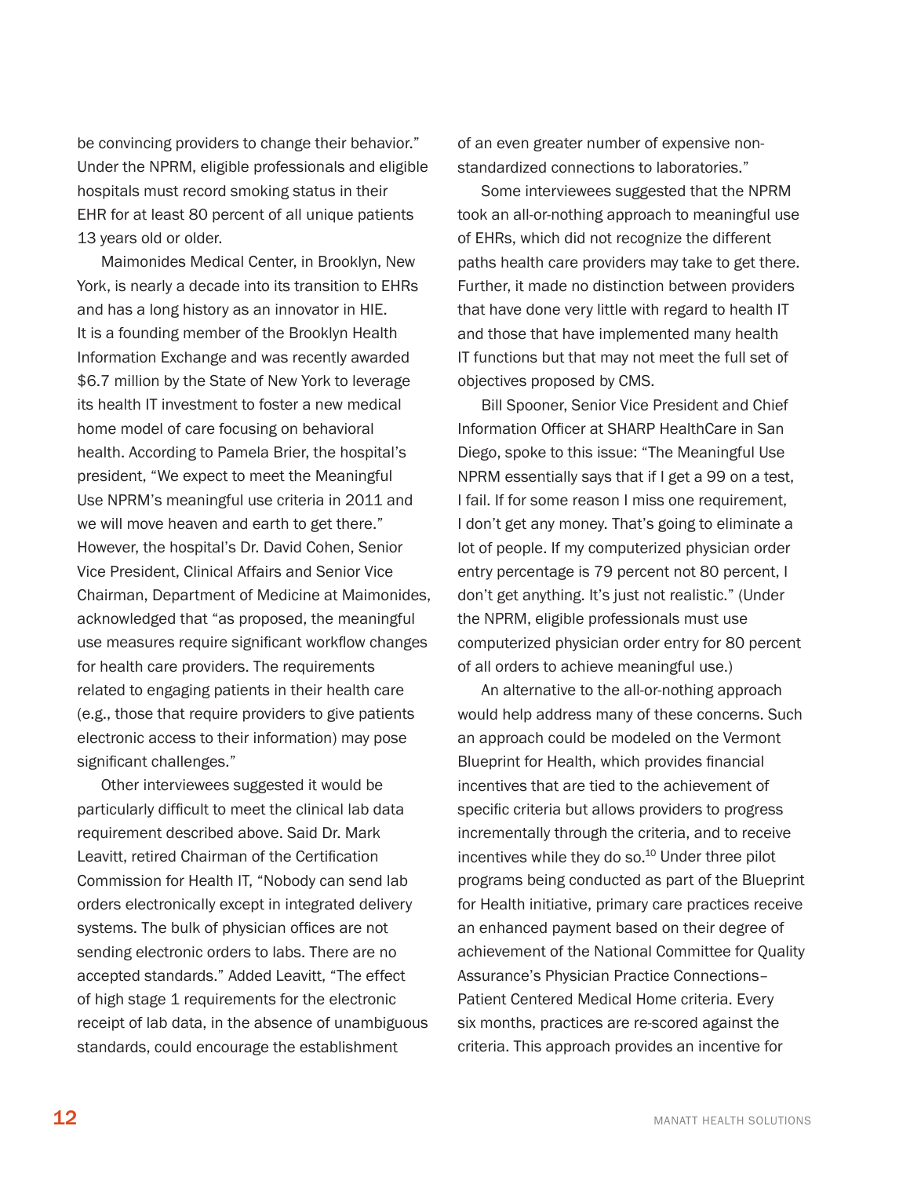be convincing providers to change their behavior." Under the NPRM, eligible professionals and eligible hospitals must record smoking status in their EHR for at least 80 percent of all unique patients 13 years old or older.

Maimonides Medical Center, in Brooklyn, New York, is nearly a decade into its transition to EHRs and has a long history as an innovator in HIE. It is a founding member of the Brooklyn Health Information Exchange and was recently awarded $6.7 million by the State of New York to leverage its health IT investment to foster a new medical home model of care focusing on behavioral health. According to Pamela Brier, the hospital's president, "We expect to meet the Meaningful Use NPRM's meaningful use criteria in 2011 and we will move heaven and earth to get there." However, the hospital's Dr. David Cohen, Senior Vice President, Clinical Affairs and Senior Vice Chairman, Department of Medicine at Maimonides, acknowledged that "as proposed, the meaningful use measures require significant workflow changes for health care providers. The requirements related to engaging patients in their health care (e.g., those that require providers to give patients electronic access to their information) may pose significant challenges."

Other interviewees suggested it would be particularly difficult to meet the clinical lab data requirement described above. Said Dr. Mark Leavitt, retired Chairman of the Certification Commission for Health IT, "Nobody can send lab orders electronically except in integrated delivery systems. The bulk of physician offices are not sending electronic orders to labs. There are no accepted standards." Added Leavitt, "The effect of high stage 1 requirements for the electronic receipt of lab data, in the absence of unambiguous standards, could encourage the establishment of an even greater number of expensive non-standardized connections to laboratories."

Some interviewees suggested that the NPRM took an all-or-nothing approach to meaningful use of EHRs, which did not recognize the different paths health care providers may take to get there. Further, it made no distinction between providers that have done very little with regard to health IT and those that have implemented many health IT functions but that may not meet the full set of objectives proposed by CMS.

Bill Spooner, Senior Vice President and Chief Information Officer at SHARP HealthCare in San Diego, spoke to this issue: "The Meaningful Use NPRM essentially says that if I get a 99 on a test, I fail. If for some reason I miss one requirement, I don't get any money. That's going to eliminate a lot of people. If my computerized physician order entry percentage is 79 percent not 80 percent, I don't get anything. It's just not realistic." (Under the NPRM, eligible professionals must use computerized physician order entry for 80 percent of all orders to achieve meaningful use.)

An alternative to the all-or-nothing approach would help address many of these concerns. Such an approach could be modeled on the Vermont Blueprint for Health, which provides financial incentives that are tied to the achievement of specific criteria but allows providers to progress incrementally through the criteria, and to receive incentives while they do so.[10] Under three pilot programs being conducted as part of the Blueprint for Health initiative, primary care practices receive an enhanced payment based on their degree of achievement of the National Committee for Quality Assurance's Physician Practice Connections–Patient Centered Medical Home criteria. Every six months, practices are re-scored against the criteria. This approach provides an incentive for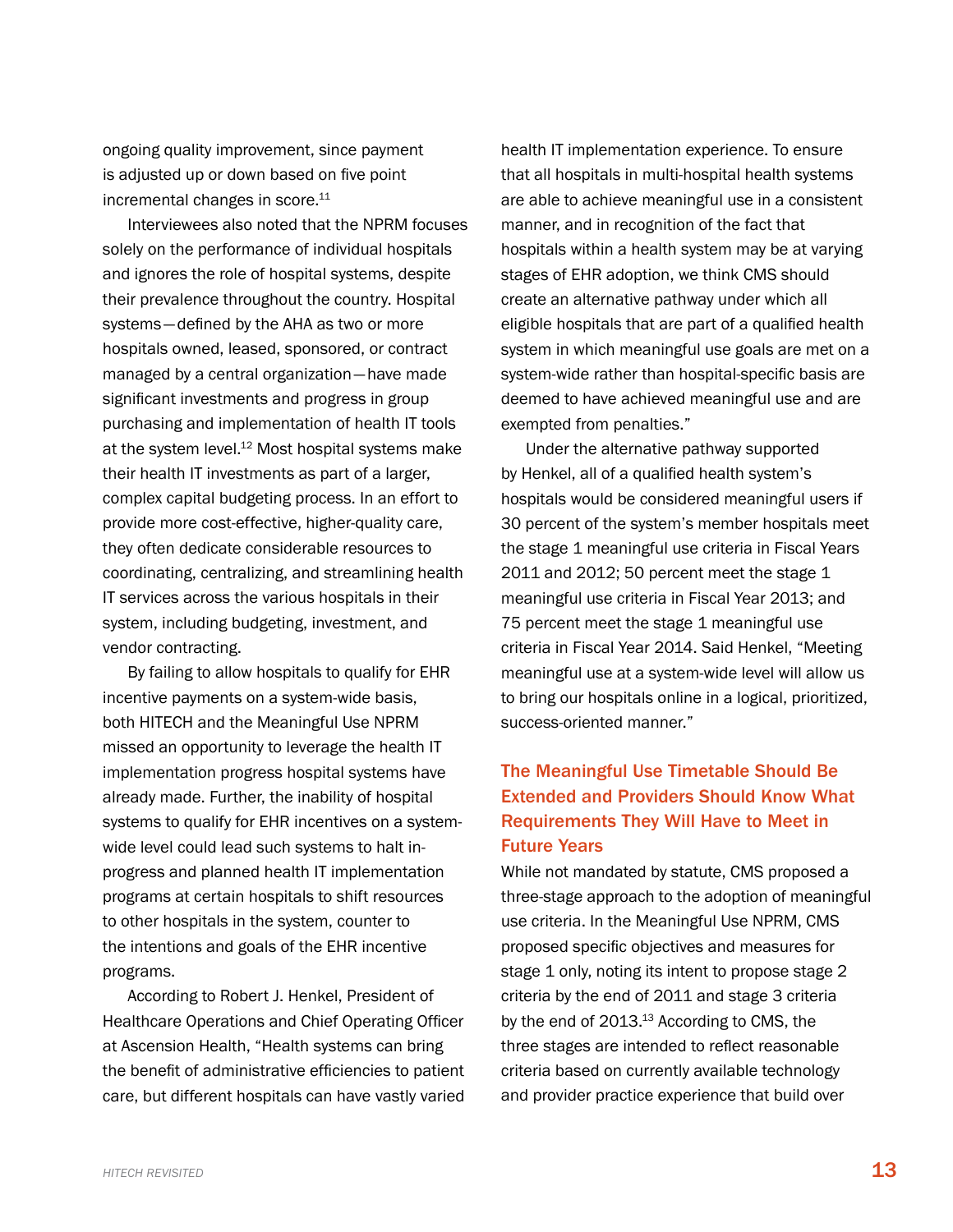ongoing quality improvement, since payment is adjusted up or down based on five point incremental changes in score.[11]

Interviewees also noted that the NPRM focuses solely on the performance of individual hospitals and ignores the role of hospital systems, despite their prevalence throughout the country. Hospital systems—defined by the AHA as two or more hospitals owned, leased, sponsored, or contract managed by a central organization—have made significant investments and progress in group purchasing and implementation of health IT tools at the system level.[12] Most hospital systems make their health IT investments as part of a larger, complex capital budgeting process. In an effort to provide more cost-effective, higher-quality care, they often dedicate considerable resources to coordinating, centralizing, and streamlining health IT services across the various hospitals in their system, including budgeting, investment, and vendor contracting.

By failing to allow hospitals to qualify for EHR incentive payments on a system-wide basis, both HITECH and the Meaningful Use NPRM missed an opportunity to leverage the health IT implementation progress hospital systems have already made. Further, the inability of hospital systems to qualify for EHR incentives on a system-wide level could lead such systems to halt in-progress and planned health IT implementation programs at certain hospitals to shift resources to other hospitals in the system, counter to the intentions and goals of the EHR incentive programs.

According to Robert J. Henkel, President of Healthcare Operations and Chief Operating Officer at Ascension Health, "Health systems can bring the benefit of administrative efficiencies to patient care, but different hospitals can have vastly varied health IT implementation experience. To ensure that all hospitals in multi-hospital health systems are able to achieve meaningful use in a consistent manner, and in recognition of the fact that hospitals within a health system may be at varying stages of EHR adoption, we think CMS should create an alternative pathway under which all eligible hospitals that are part of a qualified health system in which meaningful use goals are met on a system-wide rather than hospital-specific basis are deemed to have achieved meaningful use and are exempted from penalties."

Under the alternative pathway supported by Henkel, all of a qualified health system's hospitals would be considered meaningful users if 30 percent of the system's member hospitals meet the stage 1 meaningful use criteria in Fiscal Years 2011 and 2012; 50 percent meet the stage 1 meaningful use criteria in Fiscal Year 2013; and 75 percent meet the stage 1 meaningful use criteria in Fiscal Year 2014. Said Henkel, "Meeting meaningful use at a system-wide level will allow us to bring our hospitals online in a logical, prioritized, success-oriented manner."

## The Meaningful Use Timetable Should Be Extended and Providers Should Know What Requirements They Will Have to Meet in Future Years

While not mandated by statute, CMS proposed a three-stage approach to the adoption of meaningful use criteria. In the Meaningful Use NPRM, CMS proposed specific objectives and measures for stage 1 only, noting its intent to propose stage 2 criteria by the end of 2011 and stage 3 criteria by the end of 2013.[13] According to CMS, the three stages are intended to reflect reasonable criteria based on currently available technology and provider practice experience that build over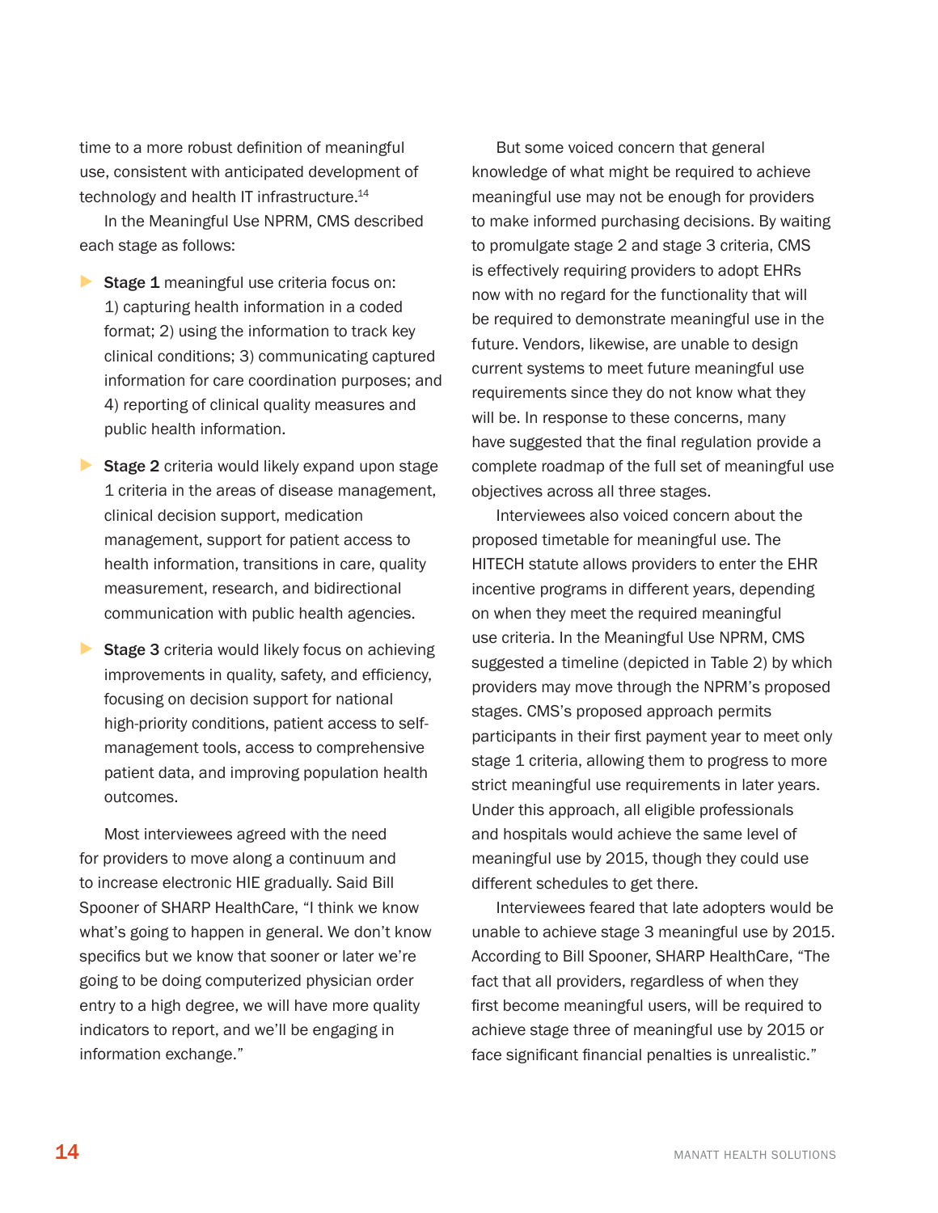time to a more robust definition of meaningful use, consistent with anticipated development of technology and health IT infrastructure.[14]

In the Meaningful Use NPRM, CMS described each stage as follows:

- **Stage 1** meaningful use criteria focus on: 1) capturing health information in a coded format; 2) using the information to track key clinical conditions; 3) communicating captured information for care coordination purposes; and 4) reporting of clinical quality measures and public health information.
- **Stage 2** criteria would likely expand upon stage 1 criteria in the areas of disease management, clinical decision support, medication management, support for patient access to health information, transitions in care, quality measurement, research, and bidirectional communication with public health agencies.
- **Stage 3** criteria would likely focus on achieving improvements in quality, safety, and efficiency, focusing on decision support for national high-priority conditions, patient access to self-management tools, access to comprehensive patient data, and improving population health outcomes.

Most interviewees agreed with the need for providers to move along a continuum and to increase electronic HIE gradually. Said Bill Spooner of SHARP HealthCare, "I think we know what's going to happen in general. We don't know specifics but we know that sooner or later we're going to be doing computerized physician order entry to a high degree, we will have more quality indicators to report, and we'll be engaging in information exchange."

But some voiced concern that general knowledge of what might be required to achieve meaningful use may not be enough for providers to make informed purchasing decisions. By waiting to promulgate stage 2 and stage 3 criteria, CMS is effectively requiring providers to adopt EHRs now with no regard for the functionality that will be required to demonstrate meaningful use in the future. Vendors, likewise, are unable to design current systems to meet future meaningful use requirements since they do not know what they will be. In response to these concerns, many have suggested that the final regulation provide a complete roadmap of the full set of meaningful use objectives across all three stages.

Interviewees also voiced concern about the proposed timetable for meaningful use. The HITECH statute allows providers to enter the EHR incentive programs in different years, depending on when they meet the required meaningful use criteria. In the Meaningful Use NPRM, CMS suggested a timeline (depicted in Table 2) by which providers may move through the NPRM's proposed stages. CMS's proposed approach permits participants in their first payment year to meet only stage 1 criteria, allowing them to progress to more strict meaningful use requirements in later years. Under this approach, all eligible professionals and hospitals would achieve the same level of meaningful use by 2015, though they could use different schedules to get there.

Interviewees feared that late adopters would be unable to achieve stage 3 meaningful use by 2015. According to Bill Spooner, SHARP HealthCare, "The fact that all providers, regardless of when they first become meaningful users, will be required to achieve stage three of meaningful use by 2015 or face significant financial penalties is unrealistic."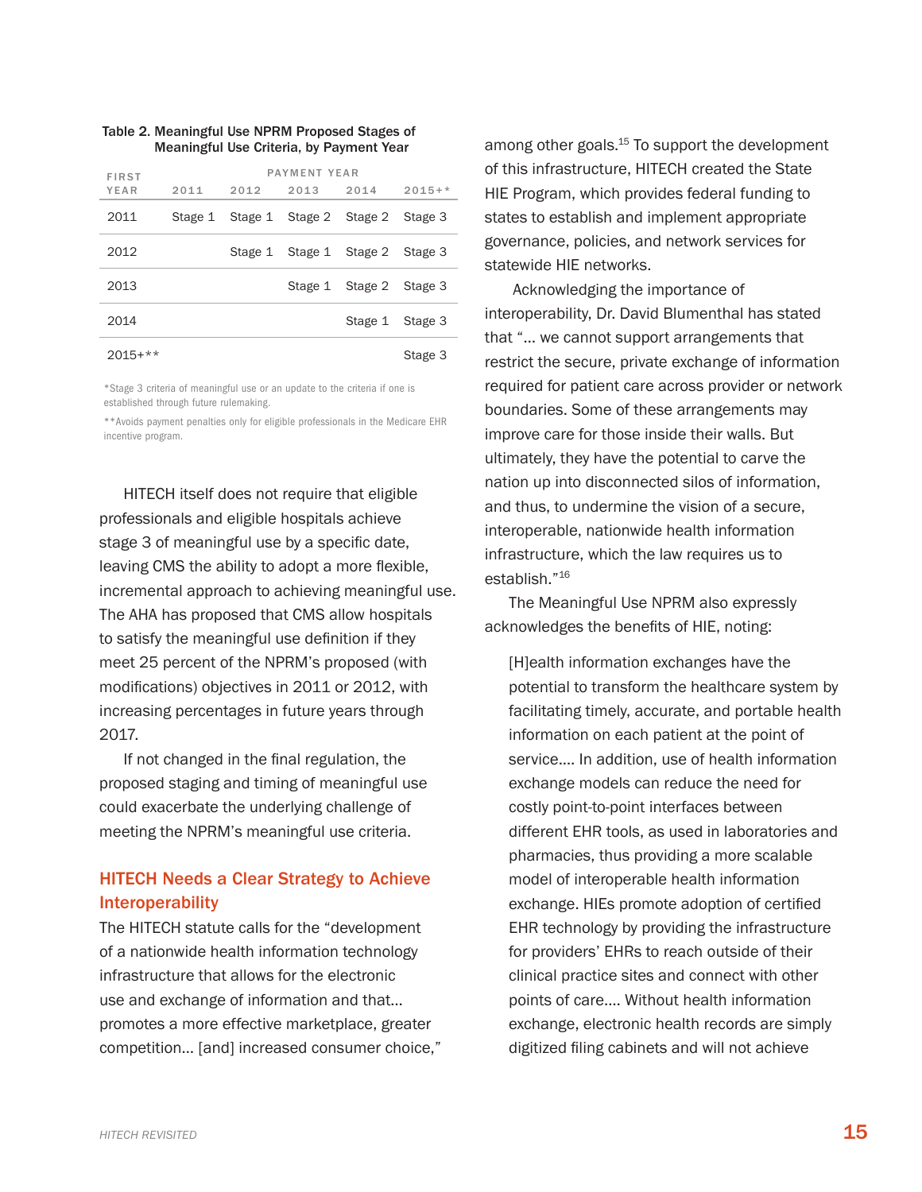Table 2. Meaningful Use NPRM Proposed Stages of Meaningful Use Criteria, by Payment Year

| FIRST YEAR | PAYMENT YEAR | | | | |
|---|---|---|---|---|---|
| | 2011 | 2012 | 2013 | 2014 | 2015+* |
| 2011 | Stage 1 | Stage 1 | Stage 2 | Stage 2 | Stage 3 |
| 2012 | | Stage 1 | Stage 1 | Stage 2 | Stage 3 |
| 2013 | | | Stage 1 | Stage 2 | Stage 3 |
| 2014 | | | | Stage 1 | Stage 3 |
| 2015+** | | | | | Stage 3 |

*Stage 3 criteria of meaningful use or an update to the criteria if one is established through future rulemaking.

**Avoids payment penalties only for eligible professionals in the Medicare EHR incentive program.

HITECH itself does not require that eligible professionals and eligible hospitals achieve stage 3 of meaningful use by a specific date, leaving CMS the ability to adopt a more flexible, incremental approach to achieving meaningful use. The AHA has proposed that CMS allow hospitals to satisfy the meaningful use definition if they meet 25 percent of the NPRM's proposed (with modifications) objectives in 2011 or 2012, with increasing percentages in future years through 2017.

If not changed in the final regulation, the proposed staging and timing of meaningful use could exacerbate the underlying challenge of meeting the NPRM's meaningful use criteria.

## HITECH Needs a Clear Strategy to Achieve Interoperability

The HITECH statute calls for the "development of a nationwide health information technology infrastructure that allows for the electronic use and exchange of information and that… promotes a more effective marketplace, greater competition… [and] increased consumer choice," among other goals.[15] To support the development of this infrastructure, HITECH created the State HIE Program, which provides federal funding to states to establish and implement appropriate governance, policies, and network services for statewide HIE networks.

Acknowledging the importance of interoperability, Dr. David Blumenthal has stated that "… we cannot support arrangements that restrict the secure, private exchange of information required for patient care across provider or network boundaries. Some of these arrangements may improve care for those inside their walls. But ultimately, they have the potential to carve the nation up into disconnected silos of information, and thus, to undermine the vision of a secure, interoperable, nationwide health information infrastructure, which the law requires us to establish."[16]

The Meaningful Use NPRM also expressly acknowledges the benefits of HIE, noting:

> [H]ealth information exchanges have the potential to transform the healthcare system by facilitating timely, accurate, and portable health information on each patient at the point of service.… In addition, use of health information exchange models can reduce the need for costly point-to-point interfaces between different EHR tools, as used in laboratories and pharmacies, thus providing a more scalable model of interoperable health information exchange. HIEs promote adoption of certified EHR technology by providing the infrastructure for providers' EHRs to reach outside of their clinical practice sites and connect with other points of care.… Without health information exchange, electronic health records are simply digitized filing cabinets and will not achieve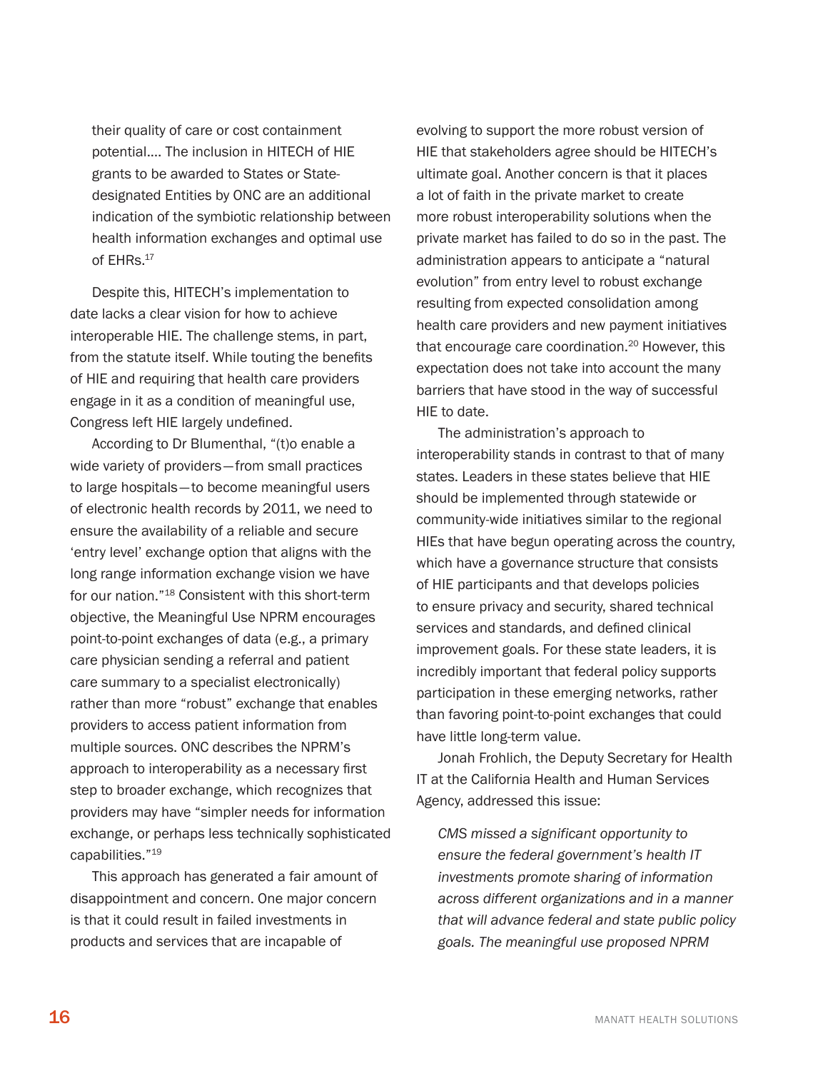> their quality of care or cost containment potential.... The inclusion in HITECH of HIE grants to be awarded to States or State-designated Entities by ONC are an additional indication of the symbiotic relationship between health information exchanges and optimal use of EHRs.[17]

Despite this, HITECH's implementation to date lacks a clear vision for how to achieve interoperable HIE. The challenge stems, in part, from the statute itself. While touting the benefits of HIE and requiring that health care providers engage in it as a condition of meaningful use, Congress left HIE largely undefined.

According to Dr Blumenthal, "(t)o enable a wide variety of providers—from small practices to large hospitals—to become meaningful users of electronic health records by 2011, we need to ensure the availability of a reliable and secure 'entry level' exchange option that aligns with the long range information exchange vision we have for our nation."[18] Consistent with this short-term objective, the Meaningful Use NPRM encourages point-to-point exchanges of data (e.g., a primary care physician sending a referral and patient care summary to a specialist electronically) rather than more "robust" exchange that enables providers to access patient information from multiple sources. ONC describes the NPRM's approach to interoperability as a necessary first step to broader exchange, which recognizes that providers may have "simpler needs for information exchange, or perhaps less technically sophisticated capabilities."[19]

This approach has generated a fair amount of disappointment and concern. One major concern is that it could result in failed investments in products and services that are incapable of evolving to support the more robust version of HIE that stakeholders agree should be HITECH's ultimate goal. Another concern is that it places a lot of faith in the private market to create more robust interoperability solutions when the private market has failed to do so in the past. The administration appears to anticipate a "natural evolution" from entry level to robust exchange resulting from expected consolidation among health care providers and new payment initiatives that encourage care coordination.[20] However, this expectation does not take into account the many barriers that have stood in the way of successful HIE to date.

The administration's approach to interoperability stands in contrast to that of many states. Leaders in these states believe that HIE should be implemented through statewide or community-wide initiatives similar to the regional HIEs that have begun operating across the country, which have a governance structure that consists of HIE participants and that develops policies to ensure privacy and security, shared technical services and standards, and defined clinical improvement goals. For these state leaders, it is incredibly important that federal policy supports participation in these emerging networks, rather than favoring point-to-point exchanges that could have little long-term value.

Jonah Frohlich, the Deputy Secretary for Health IT at the California Health and Human Services Agency, addressed this issue:

> *CMS missed a significant opportunity to ensure the federal government's health IT investments promote sharing of information across different organizations and in a manner that will advance federal and state public policy goals. The meaningful use proposed NPRM*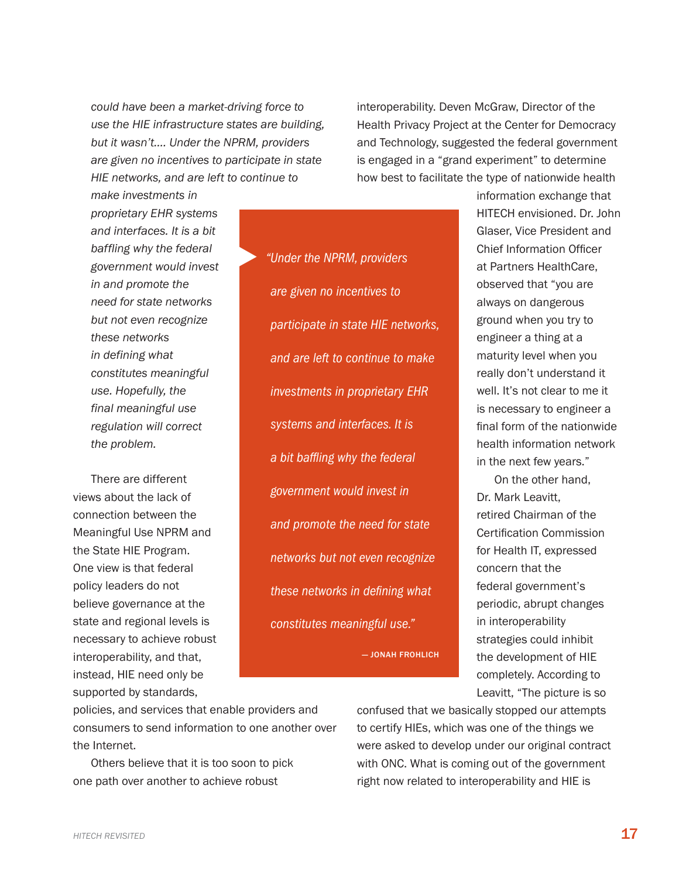*could have been a market-driving force to use the HIE infrastructure states are building, but it wasn't.... Under the NPRM, providers are given no incentives to participate in state HIE networks, and are left to continue to make investments in proprietary EHR systems and interfaces. It is a bit baffling why the federal government would invest in and promote the need for state networks but not even recognize these networks in defining what constitutes meaningful use. Hopefully, the final meaningful use regulation will correct the problem.*

> *"Under the NPRM, providers are given no incentives to participate in state HIE networks, and are left to continue to make investments in proprietary EHR systems and interfaces. It is a bit baffling why the federal government would invest in and promote the need for state networks but not even recognize these networks in defining what constitutes meaningful use."*
>
> — JONAH FROHLICH

There are different views about the lack of connection between the Meaningful Use NPRM and the State HIE Program. One view is that federal policy leaders do not believe governance at the state and regional levels is necessary to achieve robust interoperability, and that, instead, HIE need only be supported by standards, policies, and services that enable providers and consumers to send information to one another over the Internet.

Others believe that it is too soon to pick one path over another to achieve robust interoperability. Deven McGraw, Director of the Health Privacy Project at the Center for Democracy and Technology, suggested the federal government is engaged in a "grand experiment" to determine how best to facilitate the type of nationwide health information exchange that HITECH envisioned. Dr. John Glaser, Vice President and Chief Information Officer at Partners HealthCare, observed that "you are always on dangerous ground when you try to engineer a thing at a maturity level when you really don't understand it well. It's not clear to me it is necessary to engineer a final form of the nationwide health information network in the next few years."

On the other hand, Dr. Mark Leavitt, retired Chairman of the Certification Commission for Health IT, expressed concern that the federal government's periodic, abrupt changes in interoperability strategies could inhibit the development of HIE completely. According to Leavitt, "The picture is so confused that we basically stopped our attempts to certify HIEs, which was one of the things we were asked to develop under our original contract with ONC. What is coming out of the government right now related to interoperability and HIE is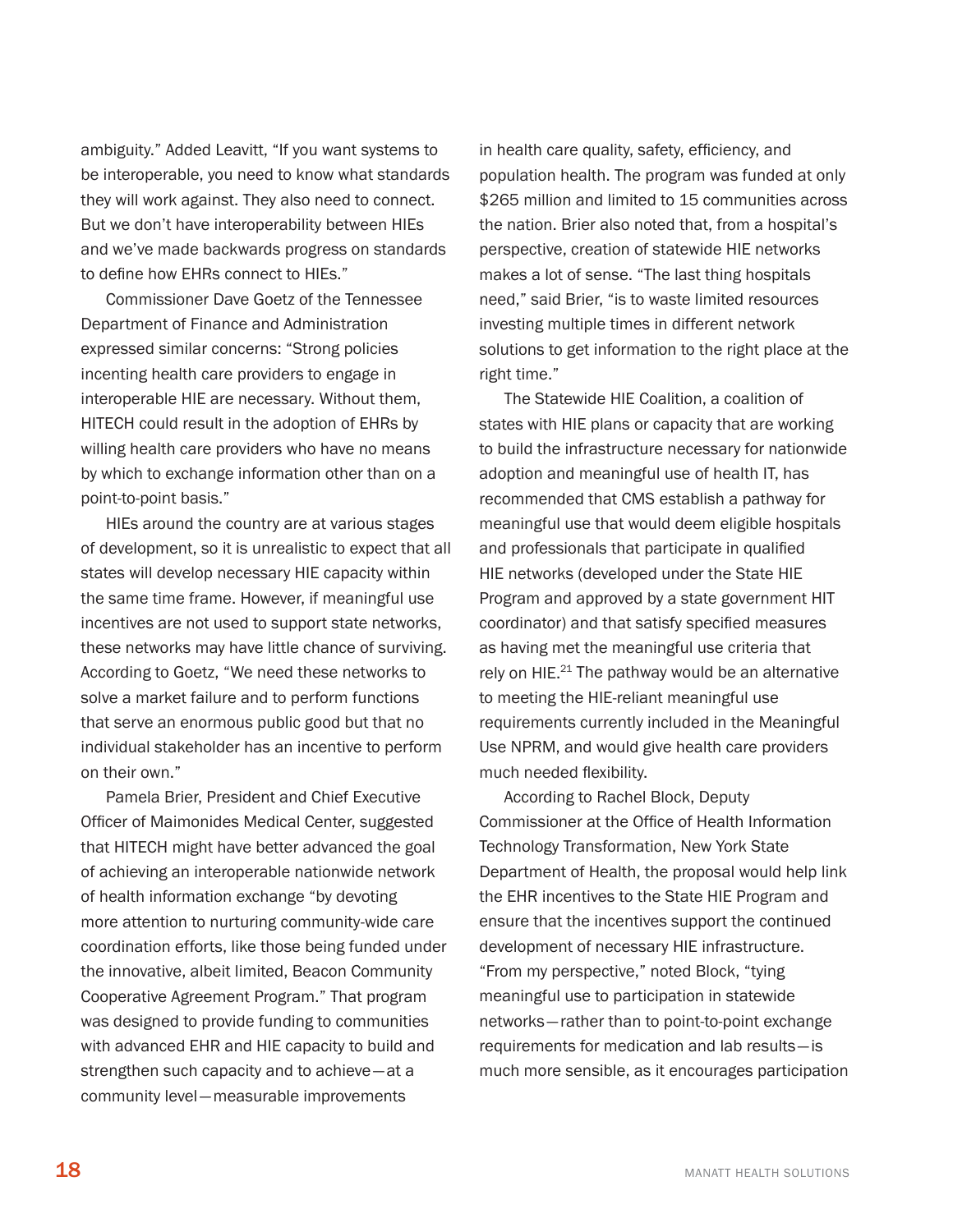ambiguity." Added Leavitt, "If you want systems to be interoperable, you need to know what standards they will work against. They also need to connect. But we don't have interoperability between HIEs and we've made backwards progress on standards to define how EHRs connect to HIEs."

Commissioner Dave Goetz of the Tennessee Department of Finance and Administration expressed similar concerns: "Strong policies incenting health care providers to engage in interoperable HIE are necessary. Without them, HITECH could result in the adoption of EHRs by willing health care providers who have no means by which to exchange information other than on a point-to-point basis."

HIEs around the country are at various stages of development, so it is unrealistic to expect that all states will develop necessary HIE capacity within the same time frame. However, if meaningful use incentives are not used to support state networks, these networks may have little chance of surviving. According to Goetz, "We need these networks to solve a market failure and to perform functions that serve an enormous public good but that no individual stakeholder has an incentive to perform on their own."

Pamela Brier, President and Chief Executive Officer of Maimonides Medical Center, suggested that HITECH might have better advanced the goal of achieving an interoperable nationwide network of health information exchange "by devoting more attention to nurturing community-wide care coordination efforts, like those being funded under the innovative, albeit limited, Beacon Community Cooperative Agreement Program." That program was designed to provide funding to communities with advanced EHR and HIE capacity to build and strengthen such capacity and to achieve—at a community level—measurable improvements in health care quality, safety, efficiency, and population health. The program was funded at only $265 million and limited to 15 communities across the nation. Brier also noted that, from a hospital's perspective, creation of statewide HIE networks makes a lot of sense. "The last thing hospitals need," said Brier, "is to waste limited resources investing multiple times in different network solutions to get information to the right place at the right time."

The Statewide HIE Coalition, a coalition of states with HIE plans or capacity that are working to build the infrastructure necessary for nationwide adoption and meaningful use of health IT, has recommended that CMS establish a pathway for meaningful use that would deem eligible hospitals and professionals that participate in qualified HIE networks (developed under the State HIE Program and approved by a state government HIT coordinator) and that satisfy specified measures as having met the meaningful use criteria that rely on HIE.[21] The pathway would be an alternative to meeting the HIE-reliant meaningful use requirements currently included in the Meaningful Use NPRM, and would give health care providers much needed flexibility.

According to Rachel Block, Deputy Commissioner at the Office of Health Information Technology Transformation, New York State Department of Health, the proposal would help link the EHR incentives to the State HIE Program and ensure that the incentives support the continued development of necessary HIE infrastructure. "From my perspective," noted Block, "tying meaningful use to participation in statewide networks—rather than to point-to-point exchange requirements for medication and lab results—is much more sensible, as it encourages participation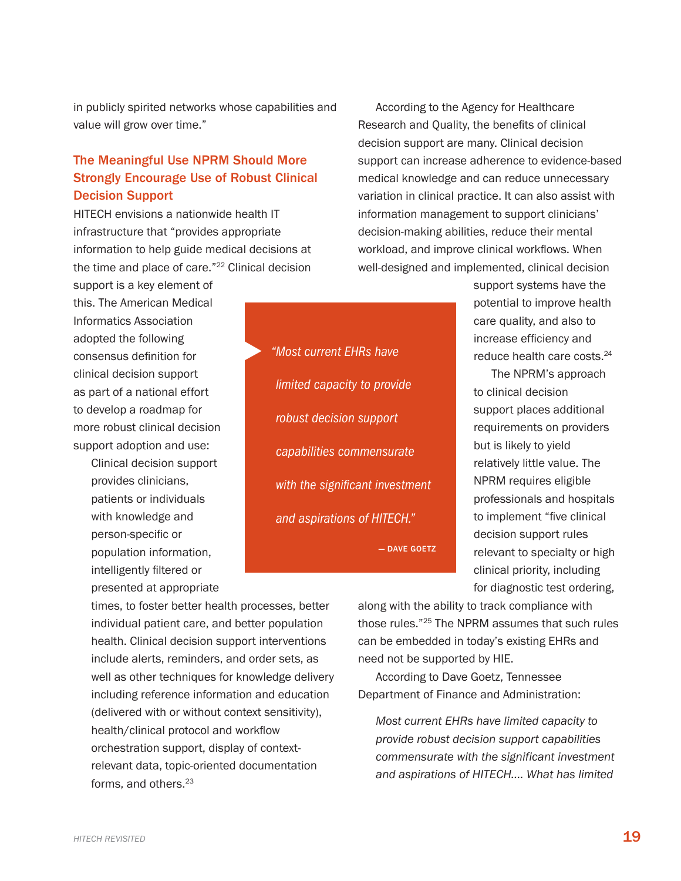in publicly spirited networks whose capabilities and value will grow over time."

## The Meaningful Use NPRM Should More Strongly Encourage Use of Robust Clinical Decision Support

HITECH envisions a nationwide health IT infrastructure that "provides appropriate information to help guide medical decisions at the time and place of care."[22] Clinical decision support is a key element of this. The American Medical Informatics Association adopted the following consensus definition for clinical decision support as part of a national effort to develop a roadmap for more robust clinical decision support adoption and use:

> Clinical decision support provides clinicians, patients or individuals with knowledge and person-specific or population information, intelligently filtered or presented at appropriate times, to foster better health processes, better individual patient care, and better population health. Clinical decision support interventions include alerts, reminders, and order sets, as well as other techniques for knowledge delivery including reference information and education (delivered with or without context sensitivity), health/clinical protocol and workflow orchestration support, display of context-relevant data, topic-oriented documentation forms, and others.[23]

According to the Agency for Healthcare Research and Quality, the benefits of clinical decision support are many. Clinical decision support can increase adherence to evidence-based medical knowledge and can reduce unnecessary variation in clinical practice. It can also assist with information management to support clinicians' decision-making abilities, reduce their mental workload, and improve clinical workflows. When well-designed and implemented, clinical decision support systems have the potential to improve health care quality, and also to increase efficiency and reduce health care costs.[24]

> *"Most current EHRs have limited capacity to provide robust decision support capabilities commensurate with the significant investment and aspirations of HITECH."*
>
> — DAVE GOETZ

The NPRM's approach to clinical decision support places additional requirements on providers but is likely to yield relatively little value. The NPRM requires eligible professionals and hospitals to implement "five clinical decision support rules relevant to specialty or high clinical priority, including for diagnostic test ordering, along with the ability to track compliance with those rules."[25] The NPRM assumes that such rules can be embedded in today's existing EHRs and need not be supported by HIE.

According to Dave Goetz, Tennessee Department of Finance and Administration:

> *Most current EHRs have limited capacity to provide robust decision support capabilities commensurate with the significant investment and aspirations of HITECH.... What has limited*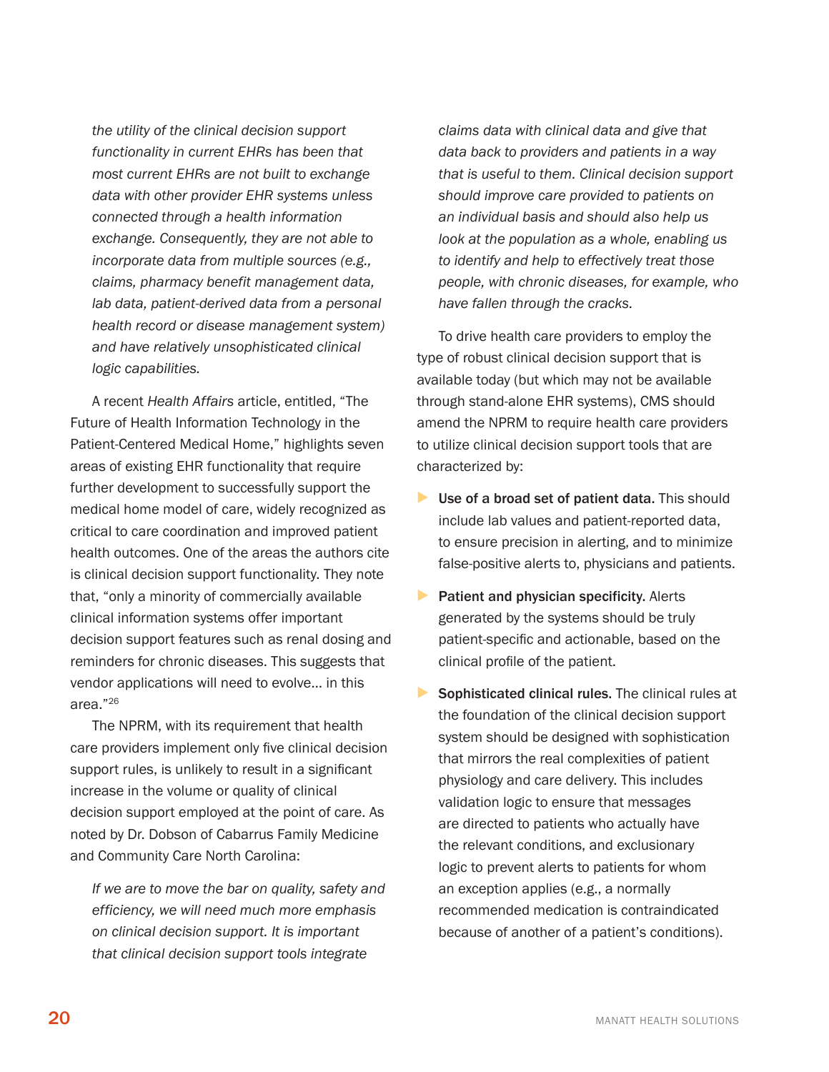*the utility of the clinical decision support functionality in current EHRs has been that most current EHRs are not built to exchange data with other provider EHR systems unless connected through a health information exchange. Consequently, they are not able to incorporate data from multiple sources (e.g., claims, pharmacy benefit management data, lab data, patient-derived data from a personal health record or disease management system) and have relatively unsophisticated clinical logic capabilities.*

A recent *Health Affairs* article, entitled, "The Future of Health Information Technology in the Patient-Centered Medical Home," highlights seven areas of existing EHR functionality that require further development to successfully support the medical home model of care, widely recognized as critical to care coordination and improved patient health outcomes. One of the areas the authors cite is clinical decision support functionality. They note that, "only a minority of commercially available clinical information systems offer important decision support features such as renal dosing and reminders for chronic diseases. This suggests that vendor applications will need to evolve… in this area."[26]

The NPRM, with its requirement that health care providers implement only five clinical decision support rules, is unlikely to result in a significant increase in the volume or quality of clinical decision support employed at the point of care. As noted by Dr. Dobson of Cabarrus Family Medicine and Community Care North Carolina:

*If we are to move the bar on quality, safety and efficiency, we will need much more emphasis on clinical decision support. It is important that clinical decision support tools integrate claims data with clinical data and give that data back to providers and patients in a way that is useful to them. Clinical decision support should improve care provided to patients on an individual basis and should also help us look at the population as a whole, enabling us to identify and help to effectively treat those people, with chronic diseases, for example, who have fallen through the cracks.*

To drive health care providers to employ the type of robust clinical decision support that is available today (but which may not be available through stand-alone EHR systems), CMS should amend the NPRM to require health care providers to utilize clinical decision support tools that are characterized by:

- **Use of a broad set of patient data.** This should include lab values and patient-reported data, to ensure precision in alerting, and to minimize false-positive alerts to, physicians and patients.
- **Patient and physician specificity.** Alerts generated by the systems should be truly patient-specific and actionable, based on the clinical profile of the patient.
- **Sophisticated clinical rules.** The clinical rules at the foundation of the clinical decision support system should be designed with sophistication that mirrors the real complexities of patient physiology and care delivery. This includes validation logic to ensure that messages are directed to patients who actually have the relevant conditions, and exclusionary logic to prevent alerts to patients for whom an exception applies (e.g., a normally recommended medication is contraindicated because of another of a patient's conditions).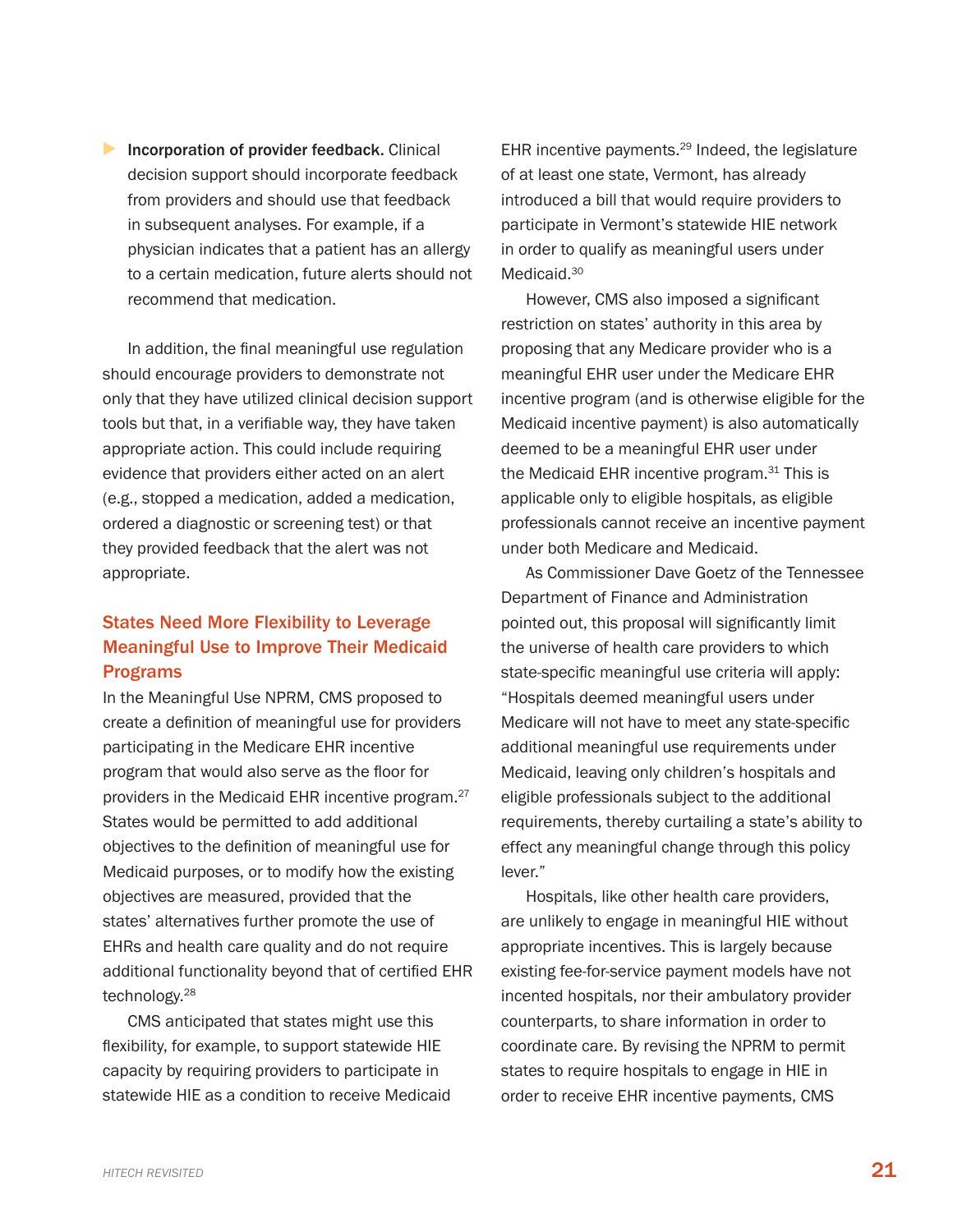- **Incorporation of provider feedback.** Clinical decision support should incorporate feedback from providers and should use that feedback in subsequent analyses. For example, if a physician indicates that a patient has an allergy to a certain medication, future alerts should not recommend that medication.

In addition, the final meaningful use regulation should encourage providers to demonstrate not only that they have utilized clinical decision support tools but that, in a verifiable way, they have taken appropriate action. This could include requiring evidence that providers either acted on an alert (e.g., stopped a medication, added a medication, ordered a diagnostic or screening test) or that they provided feedback that the alert was not appropriate.

## States Need More Flexibility to Leverage Meaningful Use to Improve Their Medicaid Programs

In the Meaningful Use NPRM, CMS proposed to create a definition of meaningful use for providers participating in the Medicare EHR incentive program that would also serve as the floor for providers in the Medicaid EHR incentive program.[27] States would be permitted to add additional objectives to the definition of meaningful use for Medicaid purposes, or to modify how the existing objectives are measured, provided that the states' alternatives further promote the use of EHRs and health care quality and do not require additional functionality beyond that of certified EHR technology.[28]

CMS anticipated that states might use this flexibility, for example, to support statewide HIE capacity by requiring providers to participate in statewide HIE as a condition to receive Medicaid EHR incentive payments.[29] Indeed, the legislature of at least one state, Vermont, has already introduced a bill that would require providers to participate in Vermont's statewide HIE network in order to qualify as meaningful users under Medicaid.[30]

However, CMS also imposed a significant restriction on states' authority in this area by proposing that any Medicare provider who is a meaningful EHR user under the Medicare EHR incentive program (and is otherwise eligible for the Medicaid incentive payment) is also automatically deemed to be a meaningful EHR user under the Medicaid EHR incentive program.[31] This is applicable only to eligible hospitals, as eligible professionals cannot receive an incentive payment under both Medicare and Medicaid.

As Commissioner Dave Goetz of the Tennessee Department of Finance and Administration pointed out, this proposal will significantly limit the universe of health care providers to which state-specific meaningful use criteria will apply: "Hospitals deemed meaningful users under Medicare will not have to meet any state-specific additional meaningful use requirements under Medicaid, leaving only children's hospitals and eligible professionals subject to the additional requirements, thereby curtailing a state's ability to effect any meaningful change through this policy lever."

Hospitals, like other health care providers, are unlikely to engage in meaningful HIE without appropriate incentives. This is largely because existing fee-for-service payment models have not incented hospitals, nor their ambulatory provider counterparts, to share information in order to coordinate care. By revising the NPRM to permit states to require hospitals to engage in HIE in order to receive EHR incentive payments, CMS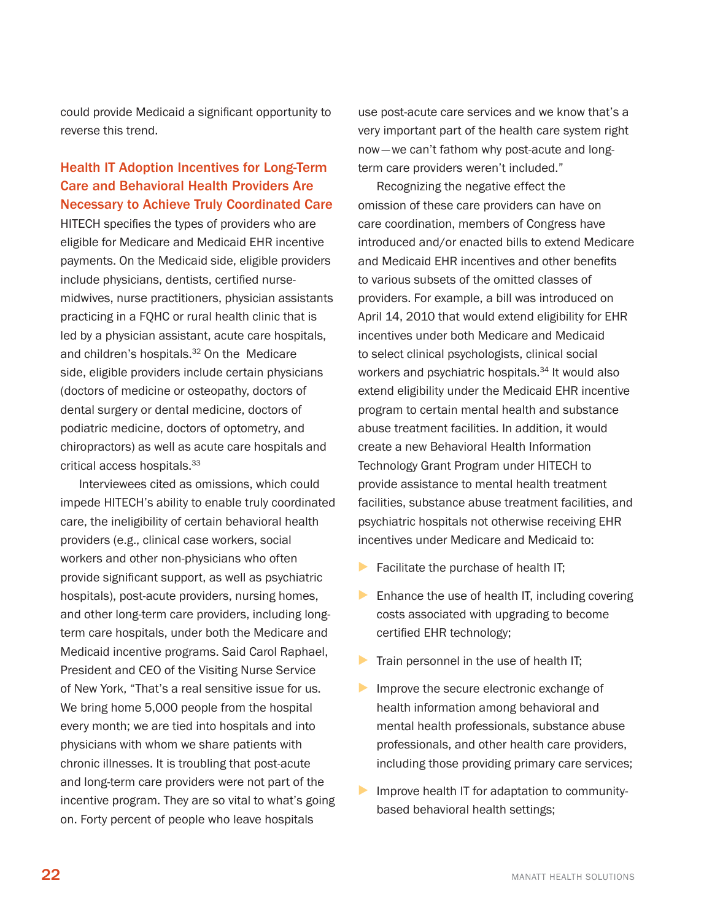could provide Medicaid a significant opportunity to reverse this trend.

### Health IT Adoption Incentives for Long-Term Care and Behavioral Health Providers Are Necessary to Achieve Truly Coordinated Care

HITECH specifies the types of providers who are eligible for Medicare and Medicaid EHR incentive payments. On the Medicaid side, eligible providers include physicians, dentists, certified nurse-midwives, nurse practitioners, physician assistants practicing in a FQHC or rural health clinic that is led by a physician assistant, acute care hospitals, and children's hospitals.[32] On the Medicare side, eligible providers include certain physicians (doctors of medicine or osteopathy, doctors of dental surgery or dental medicine, doctors of podiatric medicine, doctors of optometry, and chiropractors) as well as acute care hospitals and critical access hospitals.[33]

Interviewees cited as omissions, which could impede HITECH's ability to enable truly coordinated care, the ineligibility of certain behavioral health providers (e.g., clinical case workers, social workers and other non-physicians who often provide significant support, as well as psychiatric hospitals), post-acute providers, nursing homes, and other long-term care providers, including long-term care hospitals, under both the Medicare and Medicaid incentive programs. Said Carol Raphael, President and CEO of the Visiting Nurse Service of New York, "That's a real sensitive issue for us. We bring home 5,000 people from the hospital every month; we are tied into hospitals and into physicians with whom we share patients with chronic illnesses. It is troubling that post-acute and long-term care providers were not part of the incentive program. They are so vital to what's going on. Forty percent of people who leave hospitals use post-acute care services and we know that's a very important part of the health care system right now—we can't fathom why post-acute and long-term care providers weren't included."

Recognizing the negative effect the omission of these care providers can have on care coordination, members of Congress have introduced and/or enacted bills to extend Medicare and Medicaid EHR incentives and other benefits to various subsets of the omitted classes of providers. For example, a bill was introduced on April 14, 2010 that would extend eligibility for EHR incentives under both Medicare and Medicaid to select clinical psychologists, clinical social workers and psychiatric hospitals.[34] It would also extend eligibility under the Medicaid EHR incentive program to certain mental health and substance abuse treatment facilities. In addition, it would create a new Behavioral Health Information Technology Grant Program under HITECH to provide assistance to mental health treatment facilities, substance abuse treatment facilities, and psychiatric hospitals not otherwise receiving EHR incentives under Medicare and Medicaid to:

- Facilitate the purchase of health IT;
- Enhance the use of health IT, including covering costs associated with upgrading to become certified EHR technology;
- Train personnel in the use of health IT;
- Improve the secure electronic exchange of health information among behavioral and mental health professionals, substance abuse professionals, and other health care providers, including those providing primary care services;
- Improve health IT for adaptation to community-based behavioral health settings;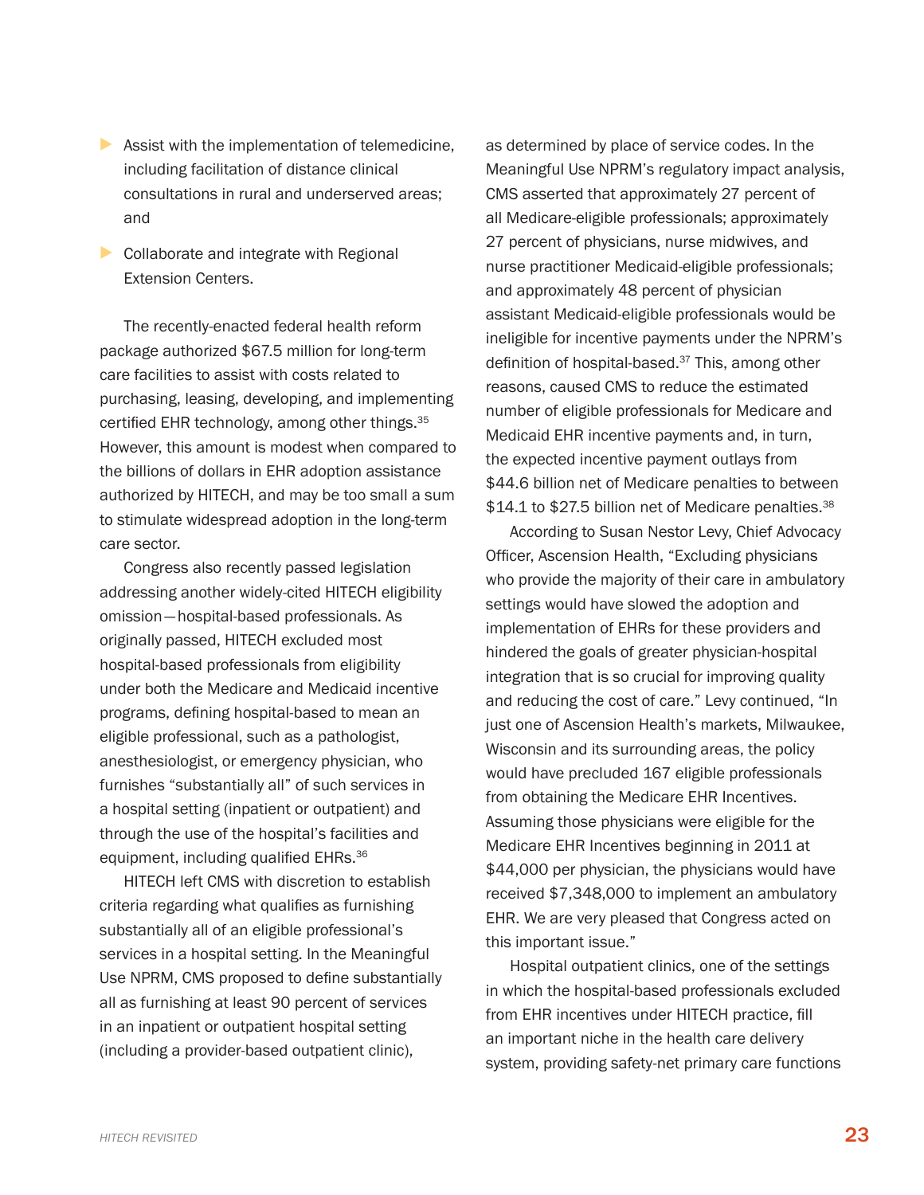- Assist with the implementation of telemedicine, including facilitation of distance clinical consultations in rural and underserved areas; and
- Collaborate and integrate with Regional Extension Centers.

The recently-enacted federal health reform package authorized $67.5 million for long-term care facilities to assist with costs related to purchasing, leasing, developing, and implementing certified EHR technology, among other things.[35] However, this amount is modest when compared to the billions of dollars in EHR adoption assistance authorized by HITECH, and may be too small a sum to stimulate widespread adoption in the long-term care sector.

Congress also recently passed legislation addressing another widely-cited HITECH eligibility omission—hospital-based professionals. As originally passed, HITECH excluded most hospital-based professionals from eligibility under both the Medicare and Medicaid incentive programs, defining hospital-based to mean an eligible professional, such as a pathologist, anesthesiologist, or emergency physician, who furnishes "substantially all" of such services in a hospital setting (inpatient or outpatient) and through the use of the hospital's facilities and equipment, including qualified EHRs.[36]

HITECH left CMS with discretion to establish criteria regarding what qualifies as furnishing substantially all of an eligible professional's services in a hospital setting. In the Meaningful Use NPRM, CMS proposed to define substantially all as furnishing at least 90 percent of services in an inpatient or outpatient hospital setting (including a provider-based outpatient clinic), as determined by place of service codes. In the Meaningful Use NPRM's regulatory impact analysis, CMS asserted that approximately 27 percent of all Medicare-eligible professionals; approximately 27 percent of physicians, nurse midwives, and nurse practitioner Medicaid-eligible professionals; and approximately 48 percent of physician assistant Medicaid-eligible professionals would be ineligible for incentive payments under the NPRM's definition of hospital-based.[37] This, among other reasons, caused CMS to reduce the estimated number of eligible professionals for Medicare and Medicaid EHR incentive payments and, in turn, the expected incentive payment outlays from $44.6 billion net of Medicare penalties to between $14.1 to $27.5 billion net of Medicare penalties.[38]

According to Susan Nestor Levy, Chief Advocacy Officer, Ascension Health, "Excluding physicians who provide the majority of their care in ambulatory settings would have slowed the adoption and implementation of EHRs for these providers and hindered the goals of greater physician-hospital integration that is so crucial for improving quality and reducing the cost of care." Levy continued, "In just one of Ascension Health's markets, Milwaukee, Wisconsin and its surrounding areas, the policy would have precluded 167 eligible professionals from obtaining the Medicare EHR Incentives. Assuming those physicians were eligible for the Medicare EHR Incentives beginning in 2011 at $44,000 per physician, the physicians would have received $7,348,000 to implement an ambulatory EHR. We are very pleased that Congress acted on this important issue."

Hospital outpatient clinics, one of the settings in which the hospital-based professionals excluded from EHR incentives under HITECH practice, fill an important niche in the health care delivery system, providing safety-net primary care functions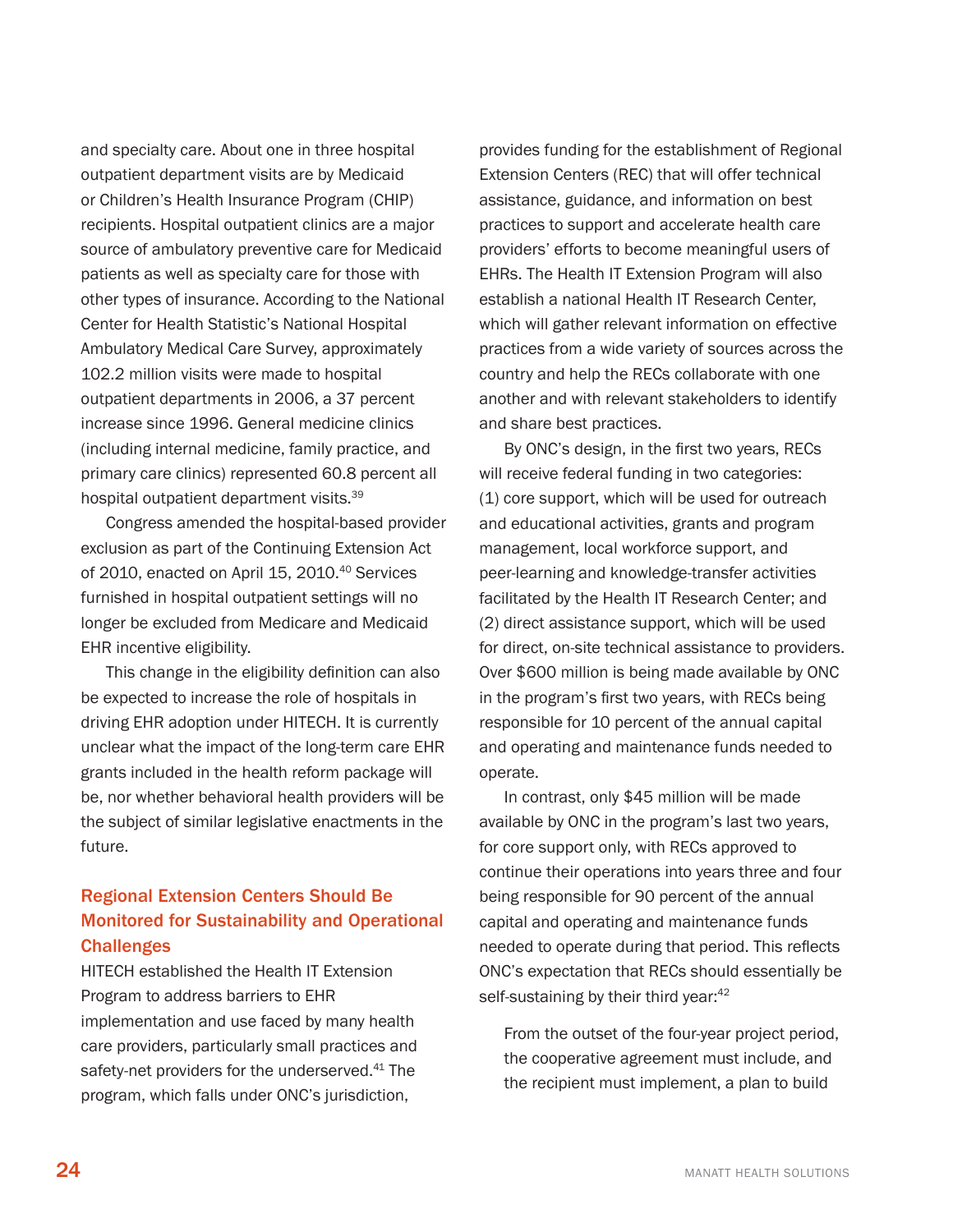and specialty care. About one in three hospital outpatient department visits are by Medicaid or Children's Health Insurance Program (CHIP) recipients. Hospital outpatient clinics are a major source of ambulatory preventive care for Medicaid patients as well as specialty care for those with other types of insurance. According to the National Center for Health Statistic's National Hospital Ambulatory Medical Care Survey, approximately 102.2 million visits were made to hospital outpatient departments in 2006, a 37 percent increase since 1996. General medicine clinics (including internal medicine, family practice, and primary care clinics) represented 60.8 percent all hospital outpatient department visits.[39]

Congress amended the hospital-based provider exclusion as part of the Continuing Extension Act of 2010, enacted on April 15, 2010.[40] Services furnished in hospital outpatient settings will no longer be excluded from Medicare and Medicaid EHR incentive eligibility.

This change in the eligibility definition can also be expected to increase the role of hospitals in driving EHR adoption under HITECH. It is currently unclear what the impact of the long-term care EHR grants included in the health reform package will be, nor whether behavioral health providers will be the subject of similar legislative enactments in the future.

## Regional Extension Centers Should Be Monitored for Sustainability and Operational Challenges

HITECH established the Health IT Extension Program to address barriers to EHR implementation and use faced by many health care providers, particularly small practices and safety-net providers for the underserved.[41] The program, which falls under ONC's jurisdiction, provides funding for the establishment of Regional Extension Centers (REC) that will offer technical assistance, guidance, and information on best practices to support and accelerate health care providers' efforts to become meaningful users of EHRs. The Health IT Extension Program will also establish a national Health IT Research Center, which will gather relevant information on effective practices from a wide variety of sources across the country and help the RECs collaborate with one another and with relevant stakeholders to identify and share best practices.

By ONC's design, in the first two years, RECs will receive federal funding in two categories: (1) core support, which will be used for outreach and educational activities, grants and program management, local workforce support, and peer-learning and knowledge-transfer activities facilitated by the Health IT Research Center; and (2) direct assistance support, which will be used for direct, on-site technical assistance to providers. Over $600 million is being made available by ONC in the program's first two years, with RECs being responsible for 10 percent of the annual capital and operating and maintenance funds needed to operate.

In contrast, only $45 million will be made available by ONC in the program's last two years, for core support only, with RECs approved to continue their operations into years three and four being responsible for 90 percent of the annual capital and operating and maintenance funds needed to operate during that period. This reflects ONC's expectation that RECs should essentially be self-sustaining by their third year:[42]

> From the outset of the four-year project period, the cooperative agreement must include, and the recipient must implement, a plan to build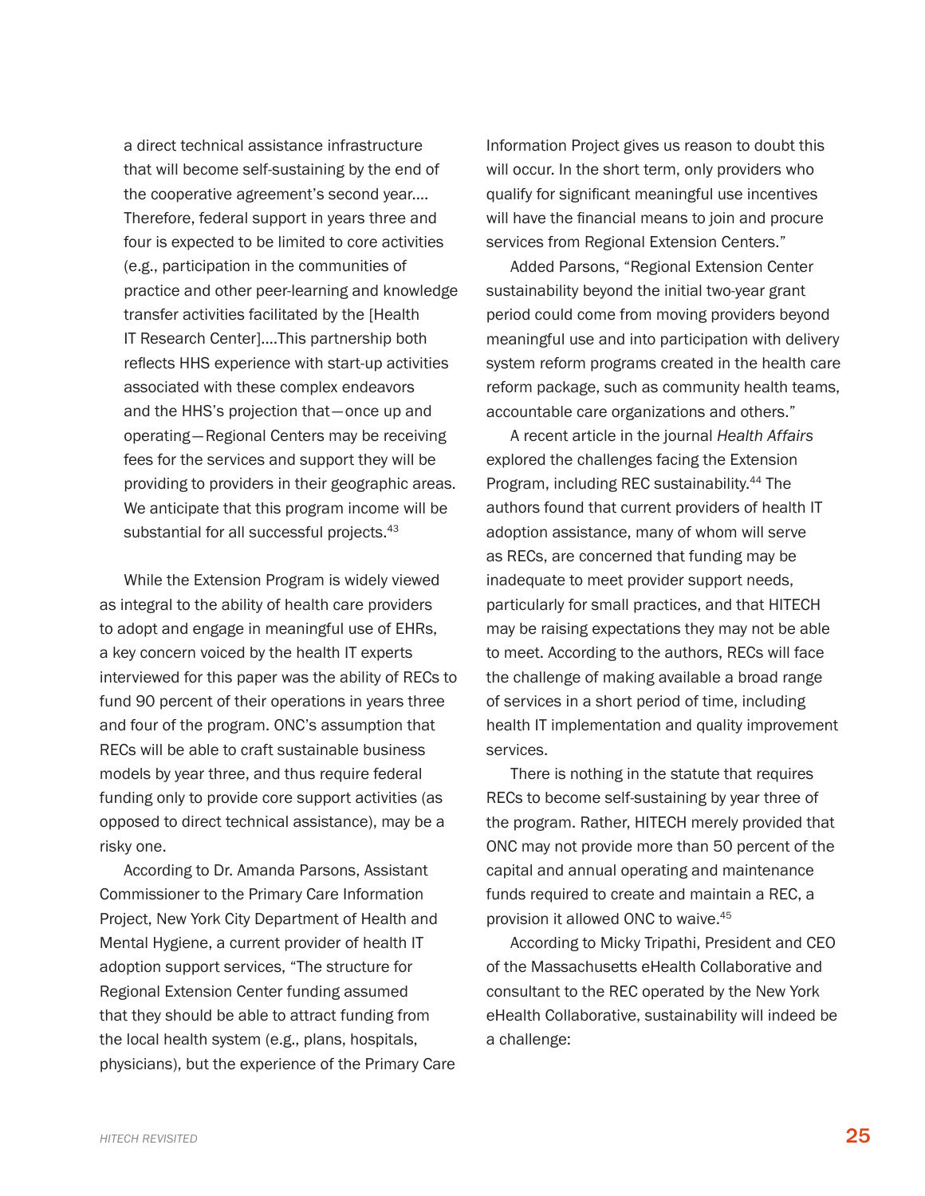> a direct technical assistance infrastructure that will become self-sustaining by the end of the cooperative agreement's second year.... Therefore, federal support in years three and four is expected to be limited to core activities (e.g., participation in the communities of practice and other peer-learning and knowledge transfer activities facilitated by the [Health IT Research Center]....This partnership both reflects HHS experience with start-up activities associated with these complex endeavors and the HHS's projection that—once up and operating—Regional Centers may be receiving fees for the services and support they will be providing to providers in their geographic areas. We anticipate that this program income will be substantial for all successful projects.[43]

While the Extension Program is widely viewed as integral to the ability of health care providers to adopt and engage in meaningful use of EHRs, a key concern voiced by the health IT experts interviewed for this paper was the ability of RECs to fund 90 percent of their operations in years three and four of the program. ONC's assumption that RECs will be able to craft sustainable business models by year three, and thus require federal funding only to provide core support activities (as opposed to direct technical assistance), may be a risky one.

According to Dr. Amanda Parsons, Assistant Commissioner to the Primary Care Information Project, New York City Department of Health and Mental Hygiene, a current provider of health IT adoption support services, "The structure for Regional Extension Center funding assumed that they should be able to attract funding from the local health system (e.g., plans, hospitals, physicians), but the experience of the Primary Care Information Project gives us reason to doubt this will occur. In the short term, only providers who qualify for significant meaningful use incentives will have the financial means to join and procure services from Regional Extension Centers."

Added Parsons, "Regional Extension Center sustainability beyond the initial two-year grant period could come from moving providers beyond meaningful use and into participation with delivery system reform programs created in the health care reform package, such as community health teams, accountable care organizations and others."

A recent article in the journal *Health Affairs* explored the challenges facing the Extension Program, including REC sustainability.[44] The authors found that current providers of health IT adoption assistance, many of whom will serve as RECs, are concerned that funding may be inadequate to meet provider support needs, particularly for small practices, and that HITECH may be raising expectations they may not be able to meet. According to the authors, RECs will face the challenge of making available a broad range of services in a short period of time, including health IT implementation and quality improvement services.

There is nothing in the statute that requires RECs to become self-sustaining by year three of the program. Rather, HITECH merely provided that ONC may not provide more than 50 percent of the capital and annual operating and maintenance funds required to create and maintain a REC, a provision it allowed ONC to waive.[45]

According to Micky Tripathi, President and CEO of the Massachusetts eHealth Collaborative and consultant to the REC operated by the New York eHealth Collaborative, sustainability will indeed be a challenge: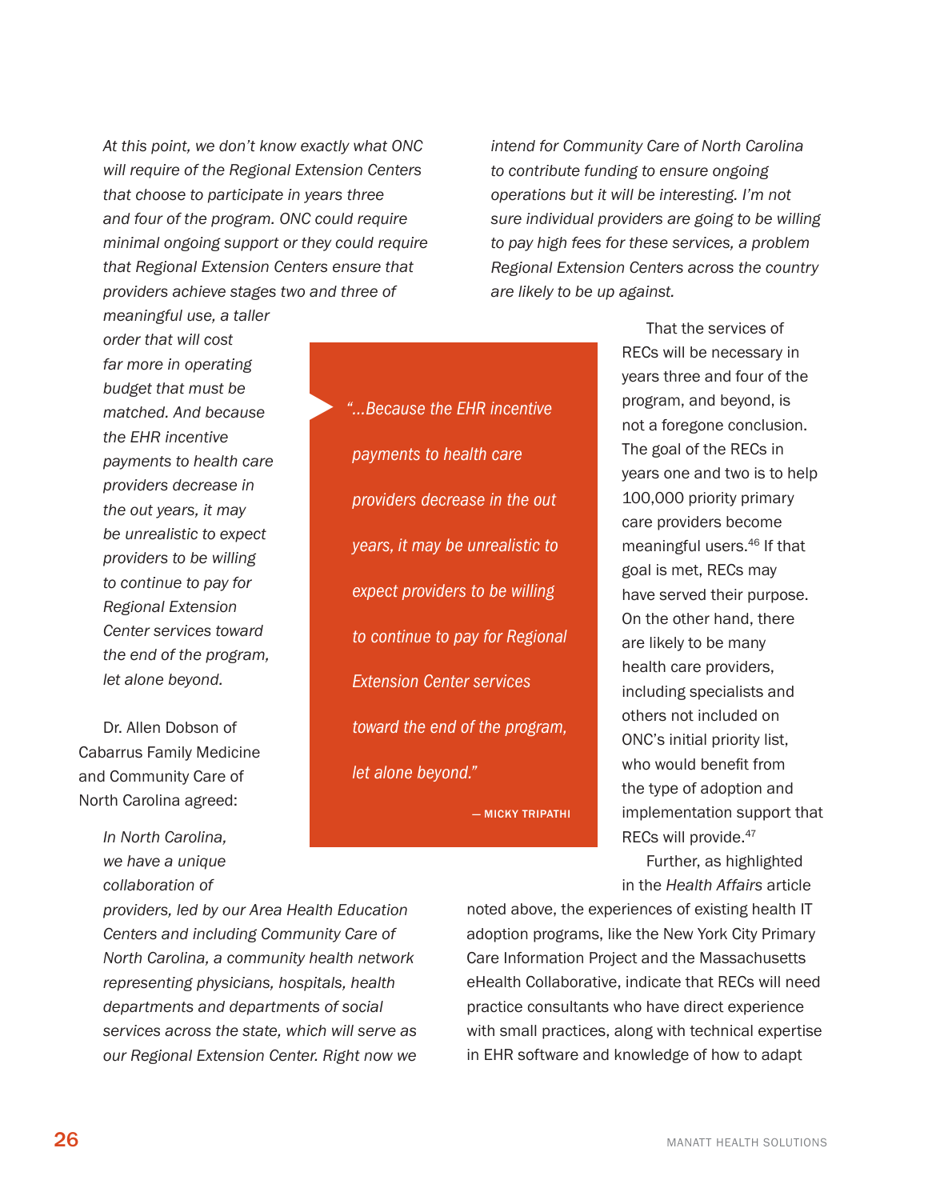*At this point, we don't know exactly what ONC will require of the Regional Extension Centers that choose to participate in years three and four of the program. ONC could require minimal ongoing support or they could require that Regional Extension Centers ensure that providers achieve stages two and three of meaningful use, a taller order that will cost far more in operating budget that must be matched. And because the EHR incentive payments to health care providers decrease in the out years, it may be unrealistic to expect providers to be willing to continue to pay for Regional Extension Center services toward the end of the program, let alone beyond.*

Dr. Allen Dobson of Cabarrus Family Medicine and Community Care of North Carolina agreed:

*In North Carolina, we have a unique collaboration of providers, led by our Area Health Education Centers and including Community Care of North Carolina, a community health network representing physicians, hospitals, health departments and departments of social services across the state, which will serve as our Regional Extension Center. Right now we intend for Community Care of North Carolina to contribute funding to ensure ongoing operations but it will be interesting. I'm not sure individual providers are going to be willing to pay high fees for these services, a problem Regional Extension Centers across the country are likely to be up against.*

> *"...Because the EHR incentive payments to health care providers decrease in the out years, it may be unrealistic to expect providers to be willing to continue to pay for Regional Extension Center services toward the end of the program, let alone beyond."*
>
> — MICKY TRIPATHI

That the services of RECs will be necessary in years three and four of the program, and beyond, is not a foregone conclusion. The goal of the RECs in years one and two is to help 100,000 priority primary care providers become meaningful users.[46] If that goal is met, RECs may have served their purpose. On the other hand, there are likely to be many health care providers, including specialists and others not included on ONC's initial priority list, who would benefit from the type of adoption and implementation support that RECs will provide.[47]

Further, as highlighted in the *Health Affairs* article noted above, the experiences of existing health IT adoption programs, like the New York City Primary Care Information Project and the Massachusetts eHealth Collaborative, indicate that RECs will need practice consultants who have direct experience with small practices, along with technical expertise in EHR software and knowledge of how to adapt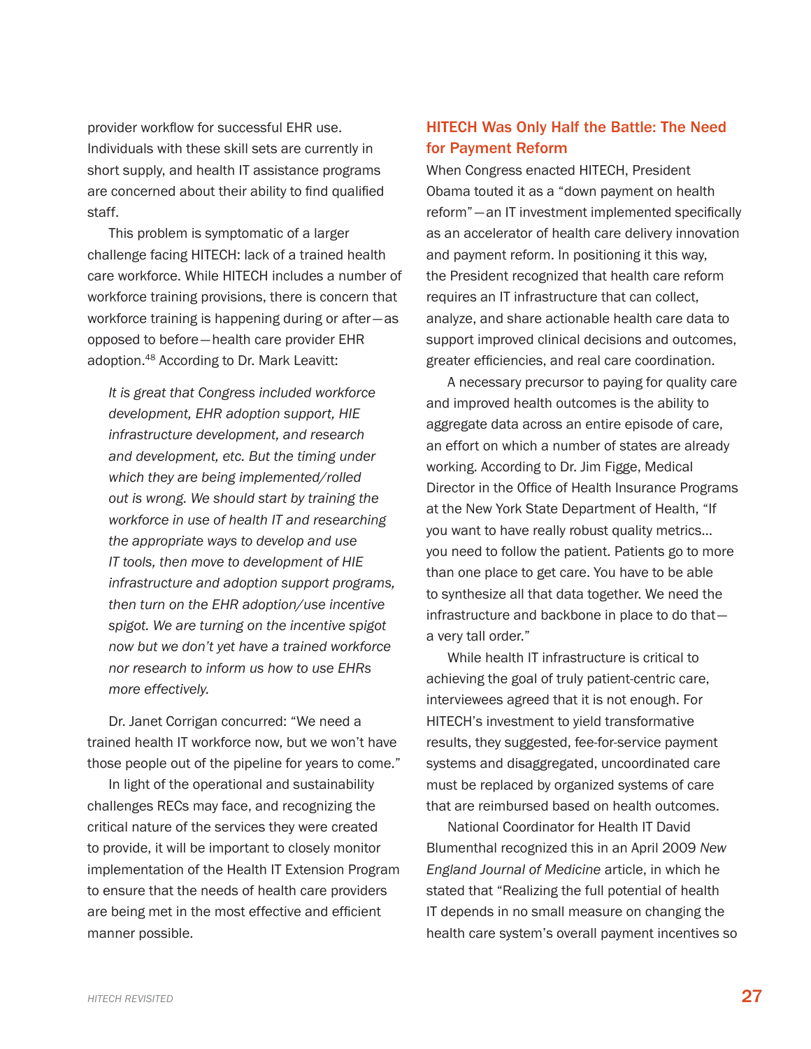provider workflow for successful EHR use. Individuals with these skill sets are currently in short supply, and health IT assistance programs are concerned about their ability to find qualified staff.

This problem is symptomatic of a larger challenge facing HITECH: lack of a trained health care workforce. While HITECH includes a number of workforce training provisions, there is concern that workforce training is happening during or after—as opposed to before—health care provider EHR adoption.[48] According to Dr. Mark Leavitt:

> *It is great that Congress included workforce development, EHR adoption support, HIE infrastructure development, and research and development, etc. But the timing under which they are being implemented/rolled out is wrong. We should start by training the workforce in use of health IT and researching the appropriate ways to develop and use IT tools, then move to development of HIE infrastructure and adoption support programs, then turn on the EHR adoption/use incentive spigot. We are turning on the incentive spigot now but we don't yet have a trained workforce nor research to inform us how to use EHRs more effectively.*

Dr. Janet Corrigan concurred: "We need a trained health IT workforce now, but we won't have those people out of the pipeline for years to come."

In light of the operational and sustainability challenges RECs may face, and recognizing the critical nature of the services they were created to provide, it will be important to closely monitor implementation of the Health IT Extension Program to ensure that the needs of health care providers are being met in the most effective and efficient manner possible.

## HITECH Was Only Half the Battle: The Need for Payment Reform

When Congress enacted HITECH, President Obama touted it as a "down payment on health reform"—an IT investment implemented specifically as an accelerator of health care delivery innovation and payment reform. In positioning it this way, the President recognized that health care reform requires an IT infrastructure that can collect, analyze, and share actionable health care data to support improved clinical decisions and outcomes, greater efficiencies, and real care coordination.

A necessary precursor to paying for quality care and improved health outcomes is the ability to aggregate data across an entire episode of care, an effort on which a number of states are already working. According to Dr. Jim Figge, Medical Director in the Office of Health Insurance Programs at the New York State Department of Health, "If you want to have really robust quality metrics… you need to follow the patient. Patients go to more than one place to get care. You have to be able to synthesize all that data together. We need the infrastructure and backbone in place to do that—a very tall order."

While health IT infrastructure is critical to achieving the goal of truly patient-centric care, interviewees agreed that it is not enough. For HITECH's investment to yield transformative results, they suggested, fee-for-service payment systems and disaggregated, uncoordinated care must be replaced by organized systems of care that are reimbursed based on health outcomes.

National Coordinator for Health IT David Blumenthal recognized this in an April 2009 *New England Journal of Medicine* article, in which he stated that "Realizing the full potential of health IT depends in no small measure on changing the health care system's overall payment incentives so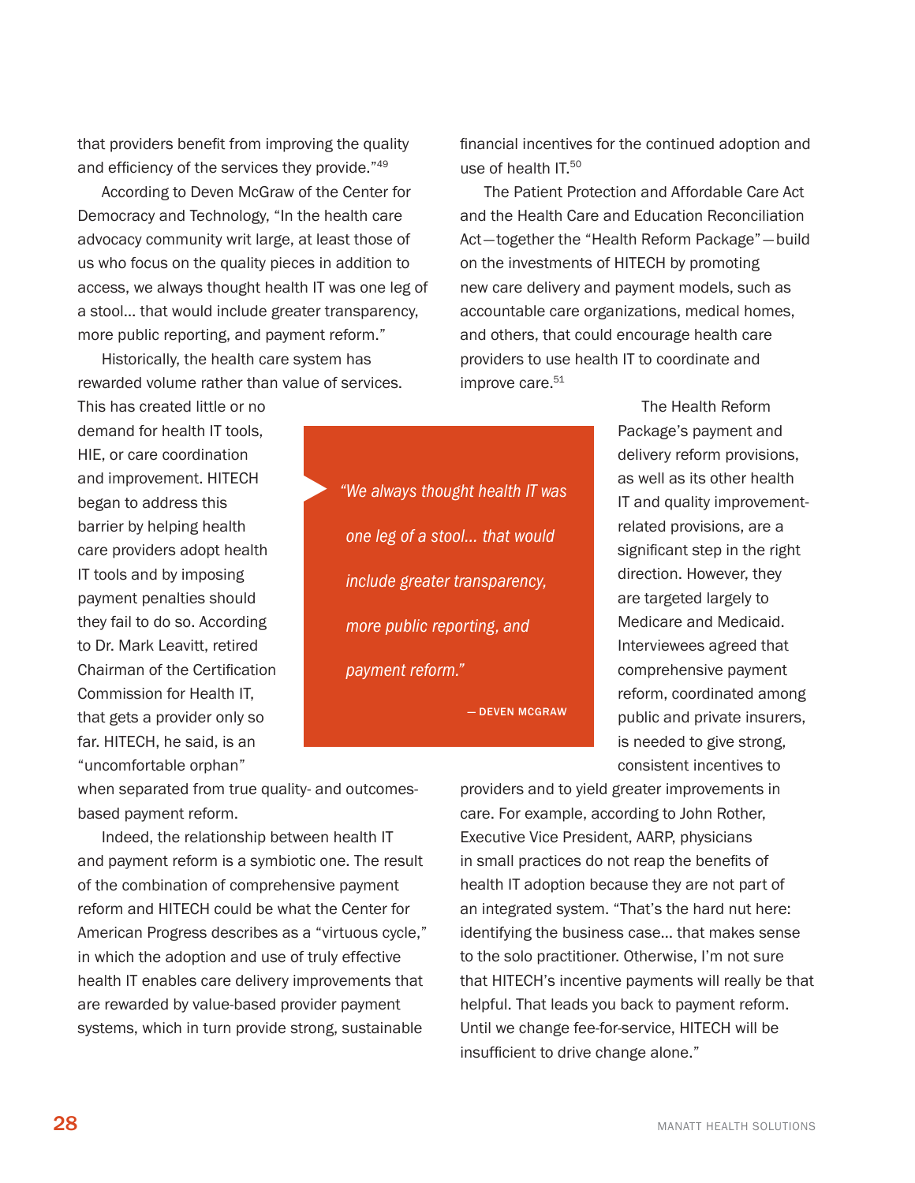that providers benefit from improving the quality and efficiency of the services they provide."[49]

According to Deven McGraw of the Center for Democracy and Technology, "In the health care advocacy community writ large, at least those of us who focus on the quality pieces in addition to access, we always thought health IT was one leg of a stool… that would include greater transparency, more public reporting, and payment reform."

Historically, the health care system has rewarded volume rather than value of services. This has created little or no demand for health IT tools, HIE, or care coordination and improvement. HITECH began to address this barrier by helping health care providers adopt health IT tools and by imposing payment penalties should they fail to do so. According to Dr. Mark Leavitt, retired Chairman of the Certification Commission for Health IT, that gets a provider only so far. HITECH, he said, is an "uncomfortable orphan" when separated from true quality- and outcomes-based payment reform.

> *"We always thought health IT was one leg of a stool… that would include greater transparency, more public reporting, and payment reform."*
>
> — DEVEN MCGRAW

Indeed, the relationship between health IT and payment reform is a symbiotic one. The result of the combination of comprehensive payment reform and HITECH could be what the Center for American Progress describes as a "virtuous cycle," in which the adoption and use of truly effective health IT enables care delivery improvements that are rewarded by value-based provider payment systems, which in turn provide strong, sustainable financial incentives for the continued adoption and use of health IT.[50]

The Patient Protection and Affordable Care Act and the Health Care and Education Reconciliation Act—together the "Health Reform Package"—build on the investments of HITECH by promoting new care delivery and payment models, such as accountable care organizations, medical homes, and others, that could encourage health care providers to use health IT to coordinate and improve care.[51]

The Health Reform Package's payment and delivery reform provisions, as well as its other health IT and quality improvement-related provisions, are a significant step in the right direction. However, they are targeted largely to Medicare and Medicaid. Interviewees agreed that comprehensive payment reform, coordinated among public and private insurers, is needed to give strong, consistent incentives to providers and to yield greater improvements in care. For example, according to John Rother, Executive Vice President, AARP, physicians in small practices do not reap the benefits of health IT adoption because they are not part of an integrated system. "That's the hard nut here: identifying the business case… that makes sense to the solo practitioner. Otherwise, I'm not sure that HITECH's incentive payments will really be that helpful. That leads you back to payment reform. Until we change fee-for-service, HITECH will be insufficient to drive change alone."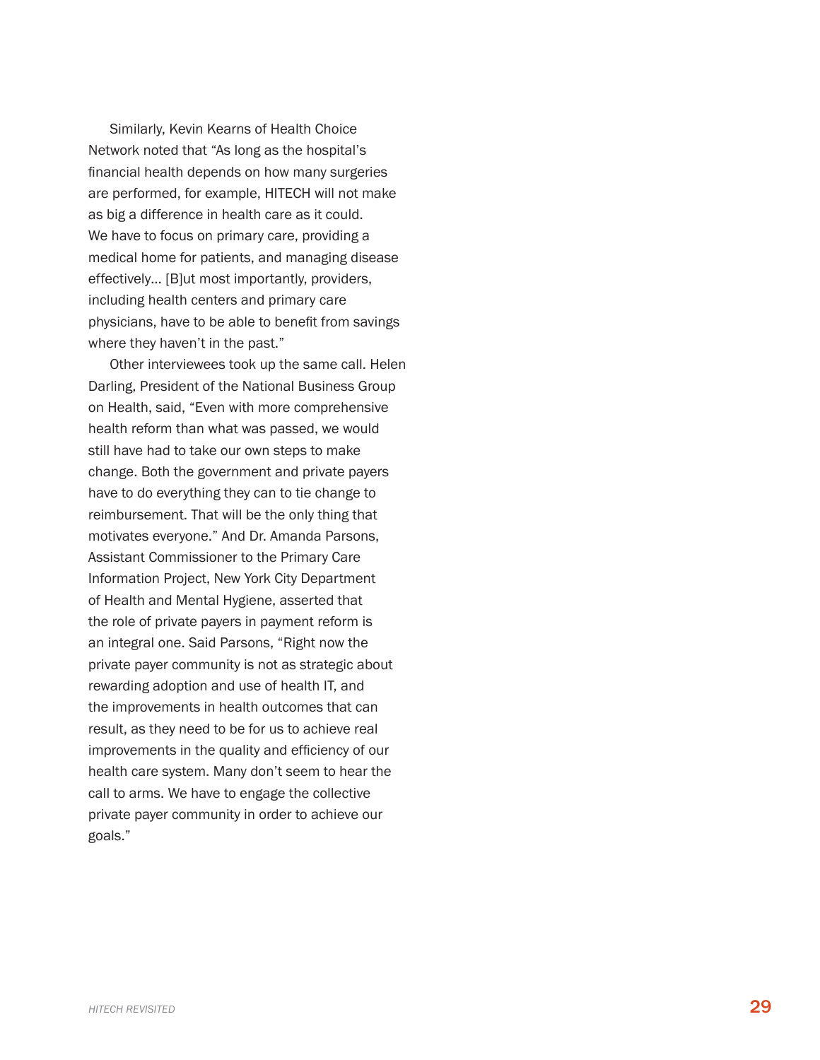Similarly, Kevin Kearns of Health Choice Network noted that "As long as the hospital's financial health depends on how many surgeries are performed, for example, HITECH will not make as big a difference in health care as it could. We have to focus on primary care, providing a medical home for patients, and managing disease effectively… [B]ut most importantly, providers, including health centers and primary care physicians, have to be able to benefit from savings where they haven't in the past."

Other interviewees took up the same call. Helen Darling, President of the National Business Group on Health, said, "Even with more comprehensive health reform than what was passed, we would still have had to take our own steps to make change. Both the government and private payers have to do everything they can to tie change to reimbursement. That will be the only thing that motivates everyone." And Dr. Amanda Parsons, Assistant Commissioner to the Primary Care Information Project, New York City Department of Health and Mental Hygiene, asserted that the role of private payers in payment reform is an integral one. Said Parsons, "Right now the private payer community is not as strategic about rewarding adoption and use of health IT, and the improvements in health outcomes that can result, as they need to be for us to achieve real improvements in the quality and efficiency of our health care system. Many don't seem to hear the call to arms. We have to engage the collective private payer community in order to achieve our goals."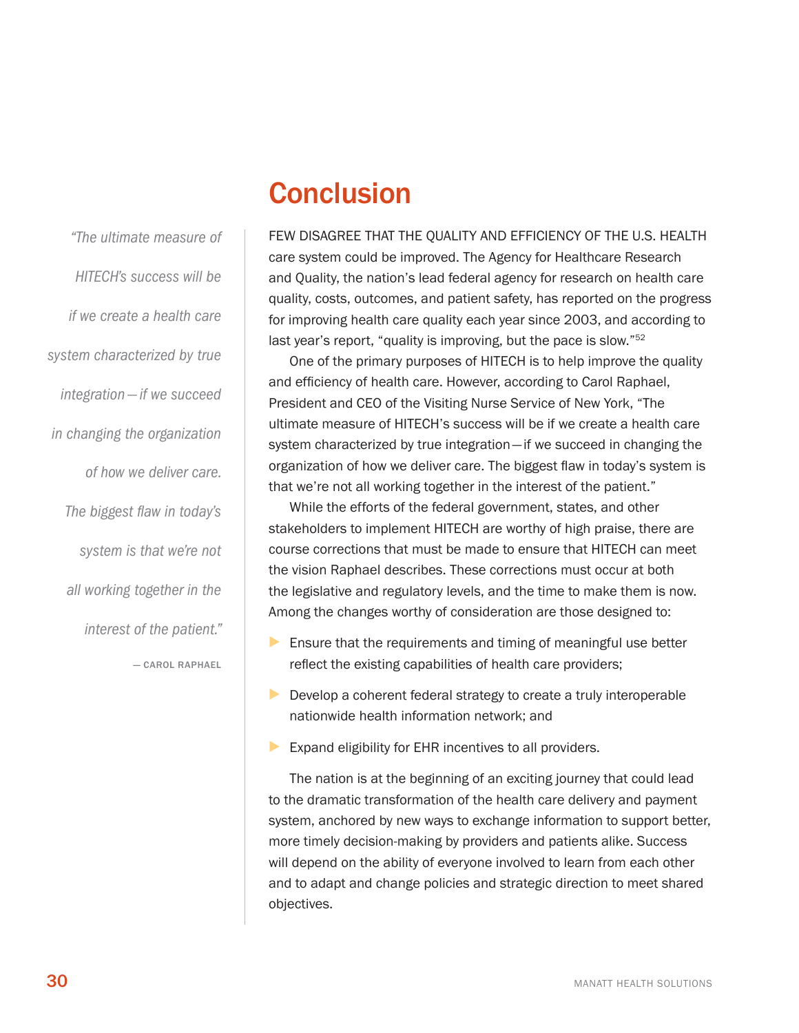# Conclusion

> *"The ultimate measure of HITECH's success will be if we create a health care system characterized by true integration—if we succeed in changing the organization of how we deliver care. The biggest flaw in today's system is that we're not all working together in the interest of the patient."*
>
> — CAROL RAPHAEL

FEW DISAGREE THAT THE QUALITY AND EFFICIENCY OF THE U.S. HEALTH care system could be improved. The Agency for Healthcare Research and Quality, the nation's lead federal agency for research on health care quality, costs, outcomes, and patient safety, has reported on the progress for improving health care quality each year since 2003, and according to last year's report, "quality is improving, but the pace is slow."[52]

One of the primary purposes of HITECH is to help improve the quality and efficiency of health care. However, according to Carol Raphael, President and CEO of the Visiting Nurse Service of New York, "The ultimate measure of HITECH's success will be if we create a health care system characterized by true integration—if we succeed in changing the organization of how we deliver care. The biggest flaw in today's system is that we're not all working together in the interest of the patient."

While the efforts of the federal government, states, and other stakeholders to implement HITECH are worthy of high praise, there are course corrections that must be made to ensure that HITECH can meet the vision Raphael describes. These corrections must occur at both the legislative and regulatory levels, and the time to make them is now. Among the changes worthy of consideration are those designed to:

- Ensure that the requirements and timing of meaningful use better reflect the existing capabilities of health care providers;
- Develop a coherent federal strategy to create a truly interoperable nationwide health information network; and
- Expand eligibility for EHR incentives to all providers.

The nation is at the beginning of an exciting journey that could lead to the dramatic transformation of the health care delivery and payment system, anchored by new ways to exchange information to support better, more timely decision-making by providers and patients alike. Success will depend on the ability of everyone involved to learn from each other and to adapt and change policies and strategic direction to meet shared objectives.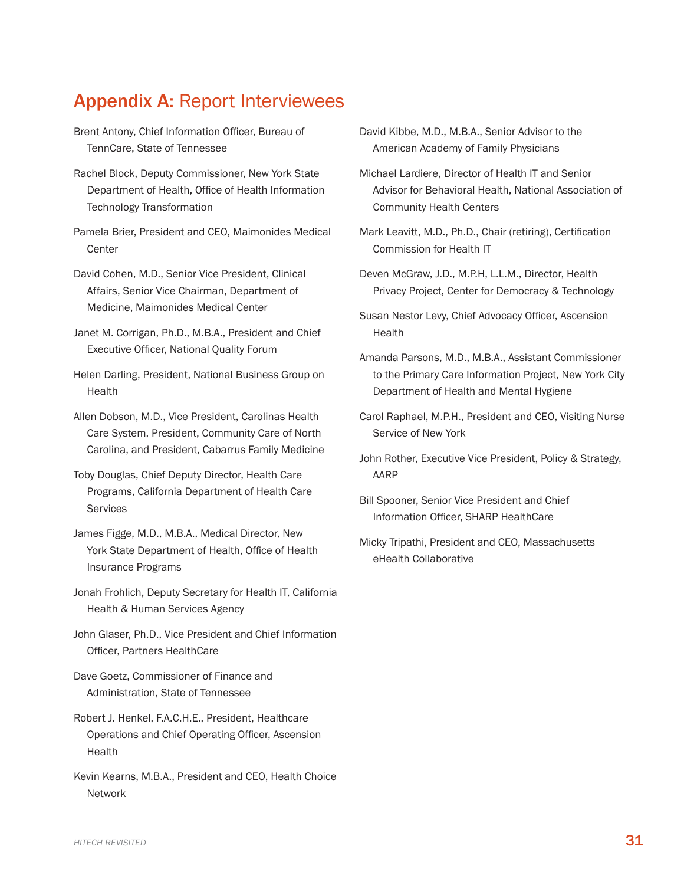# **Appendix A:** Report Interviewees

Brent Antony, Chief Information Officer, Bureau of TennCare, State of Tennessee

Rachel Block, Deputy Commissioner, New York State Department of Health, Office of Health Information Technology Transformation

Pamela Brier, President and CEO, Maimonides Medical Center

David Cohen, M.D., Senior Vice President, Clinical Affairs, Senior Vice Chairman, Department of Medicine, Maimonides Medical Center

Janet M. Corrigan, Ph.D., M.B.A., President and Chief Executive Officer, National Quality Forum

Helen Darling, President, National Business Group on Health

Allen Dobson, M.D., Vice President, Carolinas Health Care System, President, Community Care of North Carolina, and President, Cabarrus Family Medicine

Toby Douglas, Chief Deputy Director, Health Care Programs, California Department of Health Care Services

James Figge, M.D., M.B.A., Medical Director, New York State Department of Health, Office of Health Insurance Programs

Jonah Frohlich, Deputy Secretary for Health IT, California Health & Human Services Agency

John Glaser, Ph.D., Vice President and Chief Information Officer, Partners HealthCare

Dave Goetz, Commissioner of Finance and Administration, State of Tennessee

Robert J. Henkel, F.A.C.H.E., President, Healthcare Operations and Chief Operating Officer, Ascension Health

Kevin Kearns, M.B.A., President and CEO, Health Choice Network

David Kibbe, M.D., M.B.A., Senior Advisor to the American Academy of Family Physicians

Michael Lardiere, Director of Health IT and Senior Advisor for Behavioral Health, National Association of Community Health Centers

Mark Leavitt, M.D., Ph.D., Chair (retiring), Certification Commission for Health IT

Deven McGraw, J.D., M.P.H, L.L.M., Director, Health Privacy Project, Center for Democracy & Technology

Susan Nestor Levy, Chief Advocacy Officer, Ascension Health

Amanda Parsons, M.D., M.B.A., Assistant Commissioner to the Primary Care Information Project, New York City Department of Health and Mental Hygiene

Carol Raphael, M.P.H., President and CEO, Visiting Nurse Service of New York

John Rother, Executive Vice President, Policy & Strategy, AARP

Bill Spooner, Senior Vice President and Chief Information Officer, SHARP HealthCare

Micky Tripathi, President and CEO, Massachusetts eHealth Collaborative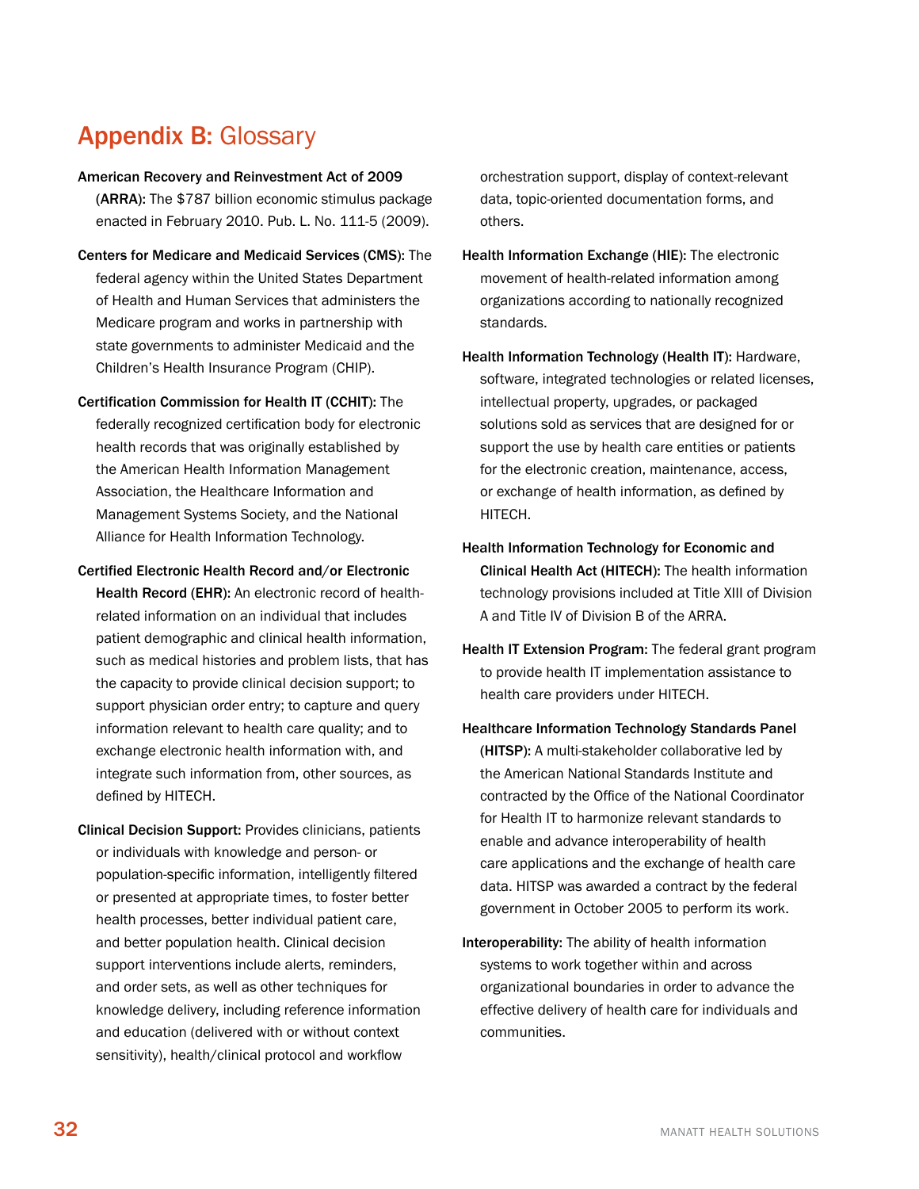# Appendix B: Glossary

**American Recovery and Reinvestment Act of 2009 (ARRA):** The $787 billion economic stimulus package enacted in February 2010. Pub. L. No. 111-5 (2009).

**Centers for Medicare and Medicaid Services (CMS):** The federal agency within the United States Department of Health and Human Services that administers the Medicare program and works in partnership with state governments to administer Medicaid and the Children's Health Insurance Program (CHIP).

**Certification Commission for Health IT (CCHIT):** The federally recognized certification body for electronic health records that was originally established by the American Health Information Management Association, the Healthcare Information and Management Systems Society, and the National Alliance for Health Information Technology.

**Certified Electronic Health Record and/or Electronic Health Record (EHR):** An electronic record of health-related information on an individual that includes patient demographic and clinical health information, such as medical histories and problem lists, that has the capacity to provide clinical decision support; to support physician order entry; to capture and query information relevant to health care quality; and to exchange electronic health information with, and integrate such information from, other sources, as defined by HITECH.

**Clinical Decision Support:** Provides clinicians, patients or individuals with knowledge and person- or population-specific information, intelligently filtered or presented at appropriate times, to foster better health processes, better individual patient care, and better population health. Clinical decision support interventions include alerts, reminders, and order sets, as well as other techniques for knowledge delivery, including reference information and education (delivered with or without context sensitivity), health/clinical protocol and workflow orchestration support, display of context-relevant data, topic-oriented documentation forms, and others.

**Health Information Exchange (HIE):** The electronic movement of health-related information among organizations according to nationally recognized standards.

**Health Information Technology (Health IT):** Hardware, software, integrated technologies or related licenses, intellectual property, upgrades, or packaged solutions sold as services that are designed for or support the use by health care entities or patients for the electronic creation, maintenance, access, or exchange of health information, as defined by HITECH.

**Health Information Technology for Economic and Clinical Health Act (HITECH):** The health information technology provisions included at Title XIII of Division A and Title IV of Division B of the ARRA.

**Health IT Extension Program:** The federal grant program to provide health IT implementation assistance to health care providers under HITECH.

**Healthcare Information Technology Standards Panel (HITSP):** A multi-stakeholder collaborative led by the American National Standards Institute and contracted by the Office of the National Coordinator for Health IT to harmonize relevant standards to enable and advance interoperability of health care applications and the exchange of health care data. HITSP was awarded a contract by the federal government in October 2005 to perform its work.

**Interoperability:** The ability of health information systems to work together within and across organizational boundaries in order to advance the effective delivery of health care for individuals and communities.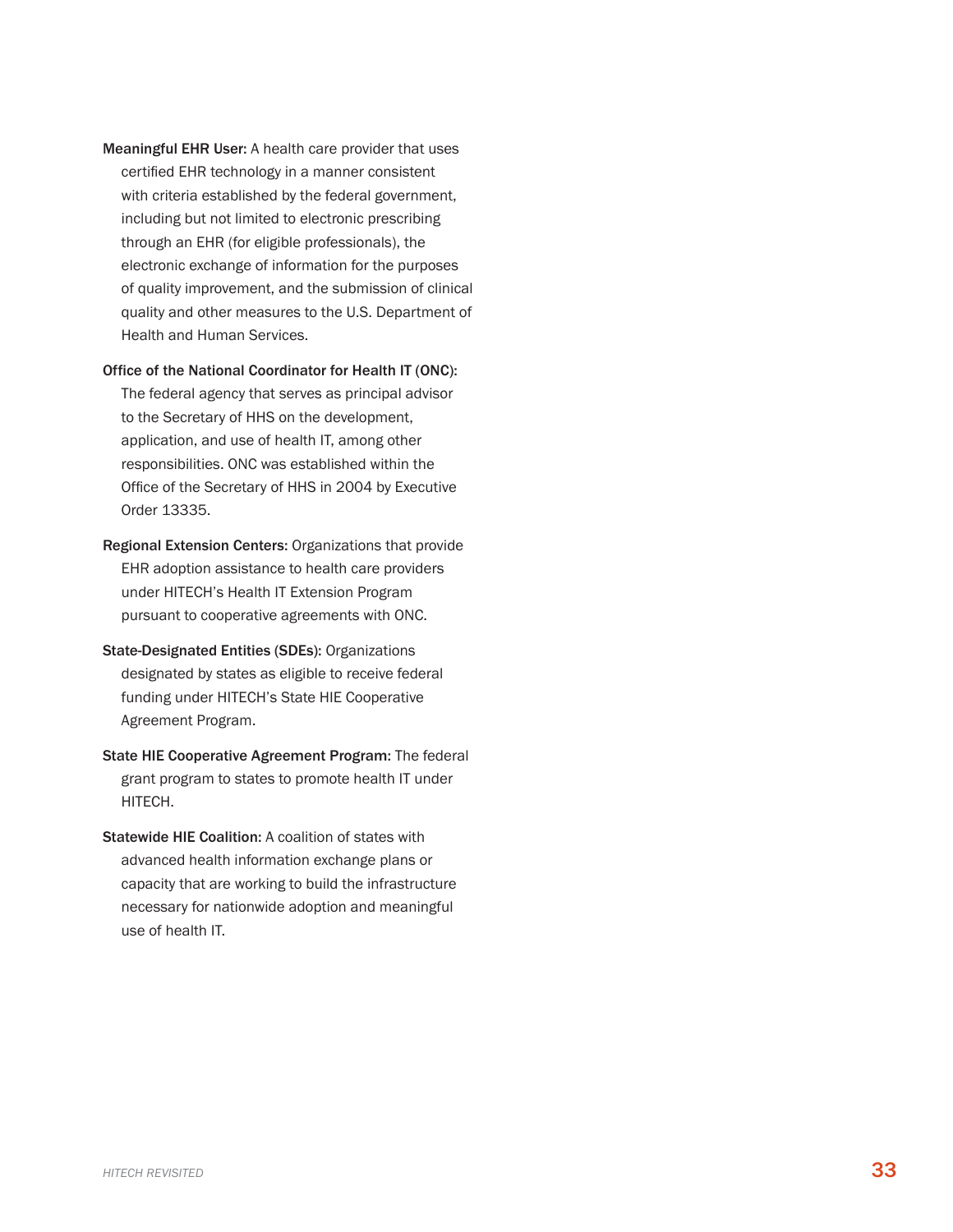**Meaningful EHR User:** A health care provider that uses certified EHR technology in a manner consistent with criteria established by the federal government, including but not limited to electronic prescribing through an EHR (for eligible professionals), the electronic exchange of information for the purposes of quality improvement, and the submission of clinical quality and other measures to the U.S. Department of Health and Human Services.

**Office of the National Coordinator for Health IT (ONC):** The federal agency that serves as principal advisor to the Secretary of HHS on the development, application, and use of health IT, among other responsibilities. ONC was established within the Office of the Secretary of HHS in 2004 by Executive Order 13335.

**Regional Extension Centers:** Organizations that provide EHR adoption assistance to health care providers under HITECH's Health IT Extension Program pursuant to cooperative agreements with ONC.

**State-Designated Entities (SDEs):** Organizations designated by states as eligible to receive federal funding under HITECH's State HIE Cooperative Agreement Program.

**State HIE Cooperative Agreement Program:** The federal grant program to states to promote health IT under HITECH.

**Statewide HIE Coalition:** A coalition of states with advanced health information exchange plans or capacity that are working to build the infrastructure necessary for nationwide adoption and meaningful use of health IT.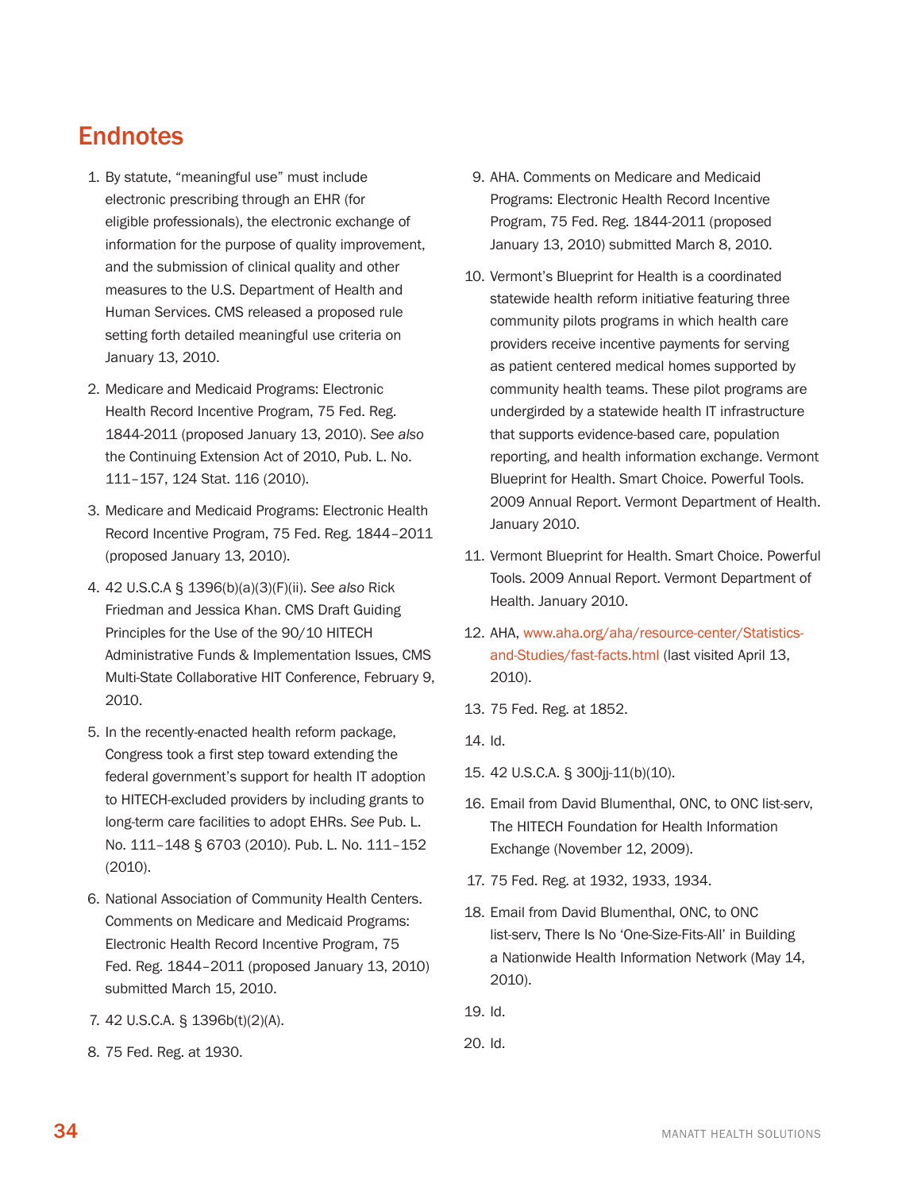## Endnotes

1. By statute, "meaningful use" must include electronic prescribing through an EHR (for eligible professionals), the electronic exchange of information for the purpose of quality improvement, and the submission of clinical quality and other measures to the U.S. Department of Health and Human Services. CMS released a proposed rule setting forth detailed meaningful use criteria on January 13, 2010.
2. Medicare and Medicaid Programs: Electronic Health Record Incentive Program, 75 Fed. Reg. 1844-2011 (proposed January 13, 2010). *See also* the Continuing Extension Act of 2010, Pub. L. No. 111–157, 124 Stat. 116 (2010).
3. Medicare and Medicaid Programs: Electronic Health Record Incentive Program, 75 Fed. Reg. 1844–2011 (proposed January 13, 2010).
4. 42 U.S.C.A § 1396(b)(a)(3)(F)(ii). *See also* Rick Friedman and Jessica Khan. CMS Draft Guiding Principles for the Use of the 90/10 HITECH Administrative Funds & Implementation Issues, CMS Multi-State Collaborative HIT Conference, February 9, 2010.
5. In the recently-enacted health reform package, Congress took a first step toward extending the federal government's support for health IT adoption to HITECH-excluded providers by including grants to long-term care facilities to adopt EHRs. *See* Pub. L. No. 111–148 § 6703 (2010). Pub. L. No. 111–152 (2010).
6. National Association of Community Health Centers. Comments on Medicare and Medicaid Programs: Electronic Health Record Incentive Program, 75 Fed. Reg. 1844–2011 (proposed January 13, 2010) submitted March 15, 2010.
7. 42 U.S.C.A. § 1396b(t)(2)(A).
8. 75 Fed. Reg. at 1930.
9. AHA. Comments on Medicare and Medicaid Programs: Electronic Health Record Incentive Program, 75 Fed. Reg. 1844-2011 (proposed January 13, 2010) submitted March 8, 2010.
10. Vermont's Blueprint for Health is a coordinated statewide health reform initiative featuring three community pilots programs in which health care providers receive incentive payments for serving as patient centered medical homes supported by community health teams. These pilot programs are undergirded by a statewide health IT infrastructure that supports evidence-based care, population reporting, and health information exchange. Vermont Blueprint for Health. Smart Choice. Powerful Tools. 2009 Annual Report. Vermont Department of Health. January 2010.
11. Vermont Blueprint for Health. Smart Choice. Powerful Tools. 2009 Annual Report. Vermont Department of Health. January 2010.
12. AHA, www.aha.org/aha/resource-center/Statistics-and-Studies/fast-facts.html (last visited April 13, 2010).
13. 75 Fed. Reg. at 1852.
14. Id.
15. 42 U.S.C.A. § 300jj-11(b)(10).
16. Email from David Blumenthal, ONC, to ONC list-serv, The HITECH Foundation for Health Information Exchange (November 12, 2009).
17. 75 Fed. Reg. at 1932, 1933, 1934.
18. Email from David Blumenthal, ONC, to ONC list-serv, There Is No 'One-Size-Fits-All' in Building a Nationwide Health Information Network (May 14, 2010).
19. Id.
20. Id.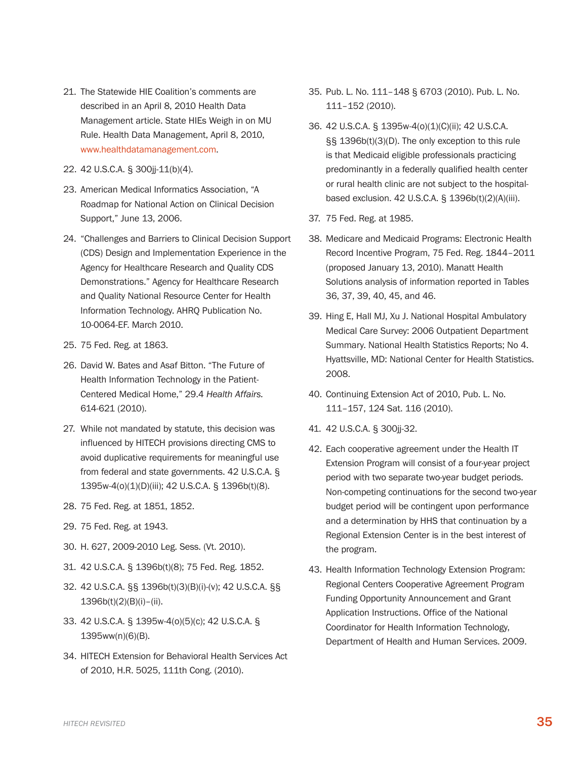21. The Statewide HIE Coalition's comments are described in an April 8, 2010 Health Data Management article. State HIEs Weigh in on MU Rule. Health Data Management, April 8, 2010, www.healthdatamanagement.com.

22. 42 U.S.C.A. § 300jj-11(b)(4).

23. American Medical Informatics Association, "A Roadmap for National Action on Clinical Decision Support," June 13, 2006.

24. "Challenges and Barriers to Clinical Decision Support (CDS) Design and Implementation Experience in the Agency for Healthcare Research and Quality CDS Demonstrations." Agency for Healthcare Research and Quality National Resource Center for Health Information Technology. AHRQ Publication No. 10-0064-EF. March 2010.

25. 75 Fed. Reg. at 1863.

26. David W. Bates and Asaf Bitton. "The Future of Health Information Technology in the Patient-Centered Medical Home," 29.4 *Health Affairs.* 614-621 (2010).

27. While not mandated by statute, this decision was influenced by HITECH provisions directing CMS to avoid duplicative requirements for meaningful use from federal and state governments. 42 U.S.C.A. § 1395w-4(o)(1)(D)(iii); 42 U.S.C.A. § 1396b(t)(8).

28. 75 Fed. Reg. at 1851, 1852.

29. 75 Fed. Reg. at 1943.

30. H. 627, 2009-2010 Leg. Sess. (Vt. 2010).

31. 42 U.S.C.A. § 1396b(t)(8); 75 Fed. Reg. 1852.

32. 42 U.S.C.A. §§ 1396b(t)(3)(B)(i)-(v); 42 U.S.C.A. §§ 1396b(t)(2)(B)(i)–(ii).

33. 42 U.S.C.A. § 1395w-4(o)(5)(c); 42 U.S.C.A. § 1395ww(n)(6)(B).

34. HITECH Extension for Behavioral Health Services Act of 2010, H.R. 5025, 111th Cong. (2010).

35. Pub. L. No. 111–148 § 6703 (2010). Pub. L. No. 111–152 (2010).

36. 42 U.S.C.A. § 1395w-4(o)(1)(C)(ii); 42 U.S.C.A. §§ 1396b(t)(3)(D). The only exception to this rule is that Medicaid eligible professionals practicing predominantly in a federally qualified health center or rural health clinic are not subject to the hospital-based exclusion. 42 U.S.C.A. § 1396b(t)(2)(A)(iii).

37. 75 Fed. Reg. at 1985.

38. Medicare and Medicaid Programs: Electronic Health Record Incentive Program, 75 Fed. Reg. 1844–2011 (proposed January 13, 2010). Manatt Health Solutions analysis of information reported in Tables 36, 37, 39, 40, 45, and 46.

39. Hing E, Hall MJ, Xu J. National Hospital Ambulatory Medical Care Survey: 2006 Outpatient Department Summary. National Health Statistics Reports; No 4. Hyattsville, MD: National Center for Health Statistics. 2008.

40. Continuing Extension Act of 2010, Pub. L. No. 111–157, 124 Sat. 116 (2010).

41. 42 U.S.C.A. § 300jj-32.

42. Each cooperative agreement under the Health IT Extension Program will consist of a four-year project period with two separate two-year budget periods. Non-competing continuations for the second two-year budget period will be contingent upon performance and a determination by HHS that continuation by a Regional Extension Center is in the best interest of the program.

43. Health Information Technology Extension Program: Regional Centers Cooperative Agreement Program Funding Opportunity Announcement and Grant Application Instructions. Office of the National Coordinator for Health Information Technology, Department of Health and Human Services. 2009.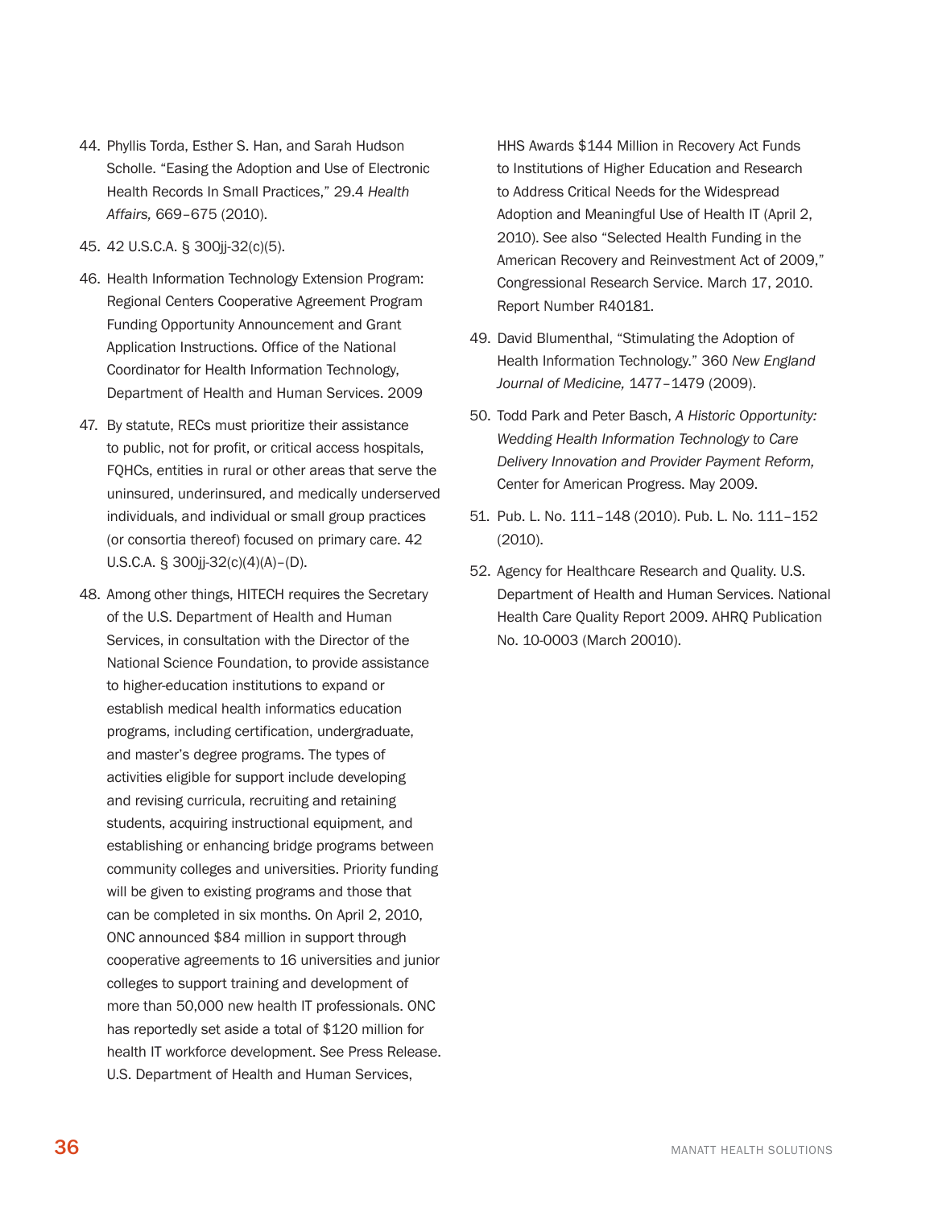44. Phyllis Torda, Esther S. Han, and Sarah Hudson Scholle. "Easing the Adoption and Use of Electronic Health Records In Small Practices," 29.4 *Health Affairs,* 669–675 (2010).

45. 42 U.S.C.A. § 300jj-32(c)(5).

46. Health Information Technology Extension Program: Regional Centers Cooperative Agreement Program Funding Opportunity Announcement and Grant Application Instructions. Office of the National Coordinator for Health Information Technology, Department of Health and Human Services. 2009

47. By statute, RECs must prioritize their assistance to public, not for profit, or critical access hospitals, FQHCs, entities in rural or other areas that serve the uninsured, underinsured, and medically underserved individuals, and individual or small group practices (or consortia thereof) focused on primary care. 42 U.S.C.A. § 300jj-32(c)(4)(A)–(D).

48. Among other things, HITECH requires the Secretary of the U.S. Department of Health and Human Services, in consultation with the Director of the National Science Foundation, to provide assistance to higher-education institutions to expand or establish medical health informatics education programs, including certification, undergraduate, and master's degree programs. The types of activities eligible for support include developing and revising curricula, recruiting and retaining students, acquiring instructional equipment, and establishing or enhancing bridge programs between community colleges and universities. Priority funding will be given to existing programs and those that can be completed in six months. On April 2, 2010, ONC announced $84 million in support through cooperative agreements to 16 universities and junior colleges to support training and development of more than 50,000 new health IT professionals. ONC has reportedly set aside a total of $120 million for health IT workforce development. See Press Release. U.S. Department of Health and Human Services, HHS Awards $144 Million in Recovery Act Funds to Institutions of Higher Education and Research to Address Critical Needs for the Widespread Adoption and Meaningful Use of Health IT (April 2, 2010). See also "Selected Health Funding in the American Recovery and Reinvestment Act of 2009," Congressional Research Service. March 17, 2010. Report Number R40181.

49. David Blumenthal, "Stimulating the Adoption of Health Information Technology." 360 *New England Journal of Medicine,* 1477–1479 (2009).

50. Todd Park and Peter Basch, *A Historic Opportunity: Wedding Health Information Technology to Care Delivery Innovation and Provider Payment Reform,* Center for American Progress. May 2009.

51. Pub. L. No. 111–148 (2010). Pub. L. No. 111–152 (2010).

52. Agency for Healthcare Research and Quality. U.S. Department of Health and Human Services. National Health Care Quality Report 2009. AHRQ Publication No. 10-0003 (March 20010).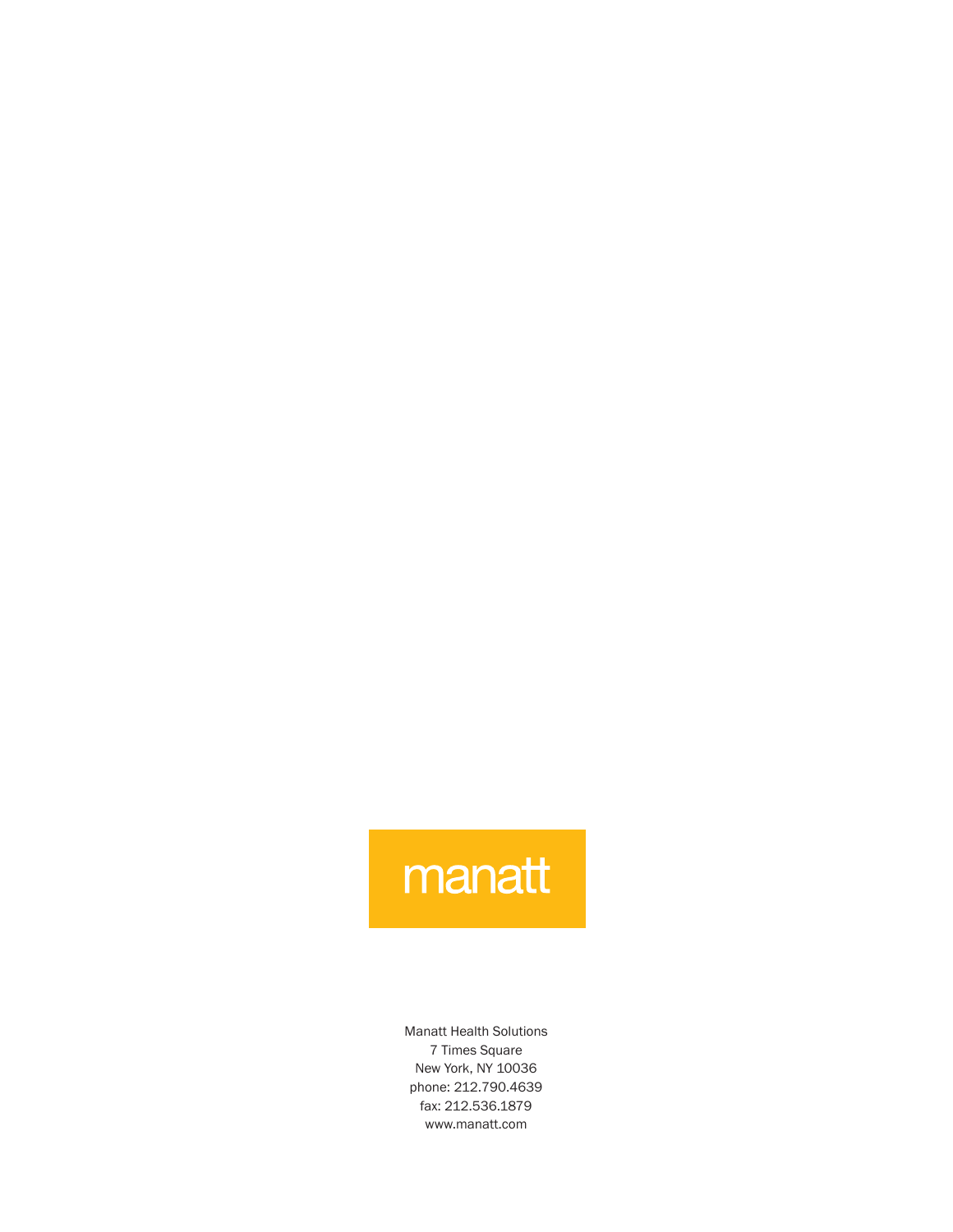manatt

Manatt Health Solutions
7 Times Square
New York, NY 10036
phone: 212.790.4639
fax: 212.536.1879
www.manatt.com